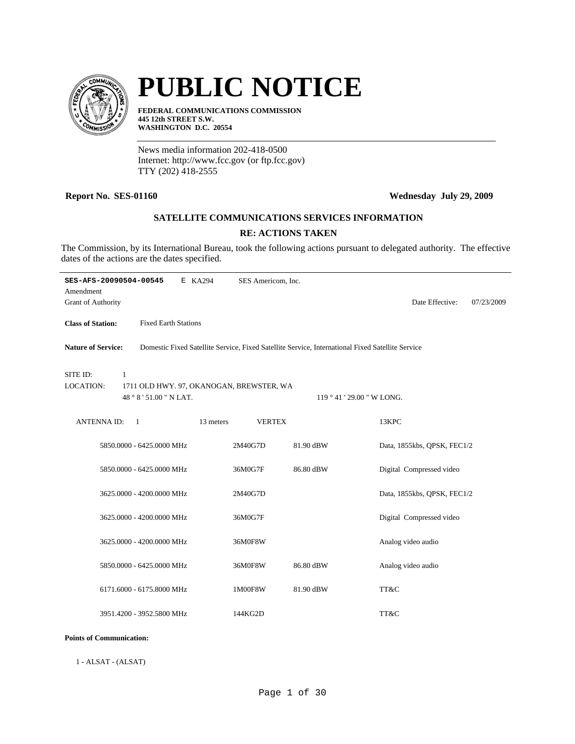# PUBLIC NOTICE

**FEDERAL COMMUNICATIONS COMMISSION**
**445 12th STREET S.W.**
**WASHINGTON D.C. 20554**

News media information 202-418-0500
Internet: http://www.fcc.gov (or ftp.fcc.gov)
TTY (202) 418-2555

**Report No. SES-01160** **Wednesday July 29, 2009**

**SATELLITE COMMUNICATIONS SERVICES INFORMATION**

**RE: ACTIONS TAKEN**

The Commission, by its International Bureau, took the following actions pursuant to delegated authority. The effective dates of the actions are the dates specified.

---

**SES-AFS-20090504-00545** E KA294 SES Americom, Inc.
Amendment
Grant of Authority Date Effective: 07/23/2009

**Class of Station:** Fixed Earth Stations

**Nature of Service:** Domestic Fixed Satellite Service, Fixed Satellite Service, International Fixed Satellite Service

SITE ID: 1
LOCATION: 1711 OLD HWY. 97, OKANOGAN, BREWSTER, WA
48 ° 8 ' 51.00 " N LAT. 119 ° 41 ' 29.00 " W LONG.

ANTENNA ID: 1 13 meters VERTEX 13KPC

| Frequency | Emission | Power | Description |
|---|---|---|---|
| 5850.0000 - 6425.0000 MHz | 2M40G7D | 81.90 dBW | Data, 1855kbs, QPSK, FEC1/2 |
| 5850.0000 - 6425.0000 MHz | 36M0G7F | 86.80 dBW | Digital Compressed video |
| 3625.0000 - 4200.0000 MHz | 2M40G7D | | Data, 1855kbs, QPSK, FEC1/2 |
| 3625.0000 - 4200.0000 MHz | 36M0G7F | | Digital Compressed video |
| 3625.0000 - 4200.0000 MHz | 36M0F8W | | Analog video audio |
| 5850.0000 - 6425.0000 MHz | 36M0F8W | 86.80 dBW | Analog video audio |
| 6171.6000 - 6175.8000 MHz | 1M00F8W | 81.90 dBW | TT&C |
| 3951.4200 - 3952.5800 MHz | 144KG2D | | TT&C |

**Points of Communication:**

1 - ALSAT - (ALSAT)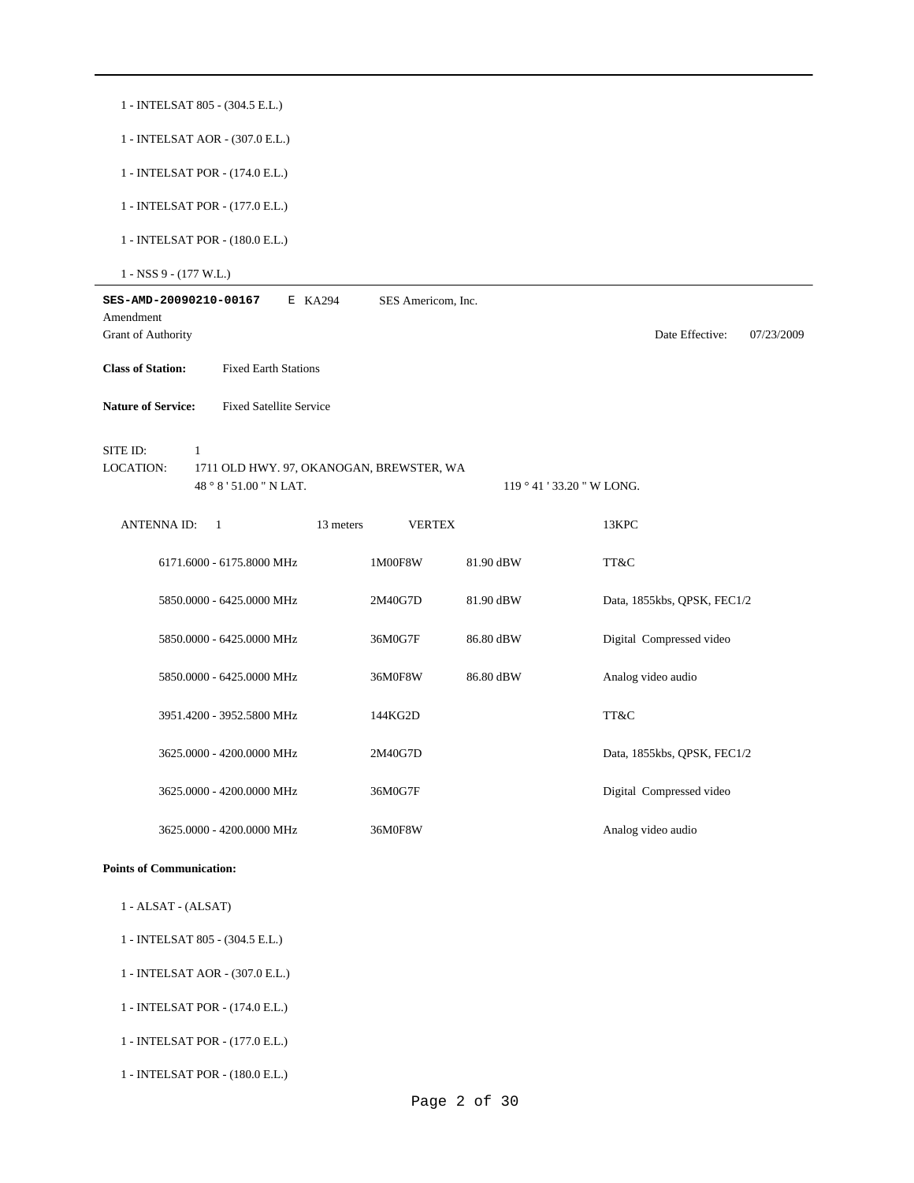1 - INTELSAT 805 - (304.5 E.L.)

1 - INTELSAT AOR - (307.0 E.L.)

1 - INTELSAT POR - (174.0 E.L.)

1 - INTELSAT POR - (177.0 E.L.)

1 - INTELSAT POR - (180.0 E.L.)

1 - NSS 9 - (177 W.L.)

---

**SES-AMD-20090210-00167** E KA294 SES Americom, Inc.

Amendment

Grant of Authority Date Effective: 07/23/2009

**Class of Station:** Fixed Earth Stations

**Nature of Service:** Fixed Satellite Service

SITE ID: 1

LOCATION: 1711 OLD HWY. 97, OKANOGAN, BREWSTER, WA

48 ° 8 ' 51.00 " N LAT. 119 ° 41 ' 33.20 " W LONG.

ANTENNA ID: 1 13 meters VERTEX 13KPC

| Frequency | Emission | Power | Description |
|---|---|---|---|
| 6171.6000 - 6175.8000 MHz | 1M00F8W | 81.90 dBW | TT&C |
| 5850.0000 - 6425.0000 MHz | 2M40G7D | 81.90 dBW | Data, 1855kbs, QPSK, FEC1/2 |
| 5850.0000 - 6425.0000 MHz | 36M0G7F | 86.80 dBW | Digital Compressed video |
| 5850.0000 - 6425.0000 MHz | 36M0F8W | 86.80 dBW | Analog video audio |
| 3951.4200 - 3952.5800 MHz | 144KG2D | | TT&C |
| 3625.0000 - 4200.0000 MHz | 2M40G7D | | Data, 1855kbs, QPSK, FEC1/2 |
| 3625.0000 - 4200.0000 MHz | 36M0G7F | | Digital Compressed video |
| 3625.0000 - 4200.0000 MHz | 36M0F8W | | Analog video audio |

**Points of Communication:**

1 - ALSAT - (ALSAT)

1 - INTELSAT 805 - (304.5 E.L.)

1 - INTELSAT AOR - (307.0 E.L.)

1 - INTELSAT POR - (174.0 E.L.)

1 - INTELSAT POR - (177.0 E.L.)

1 - INTELSAT POR - (180.0 E.L.)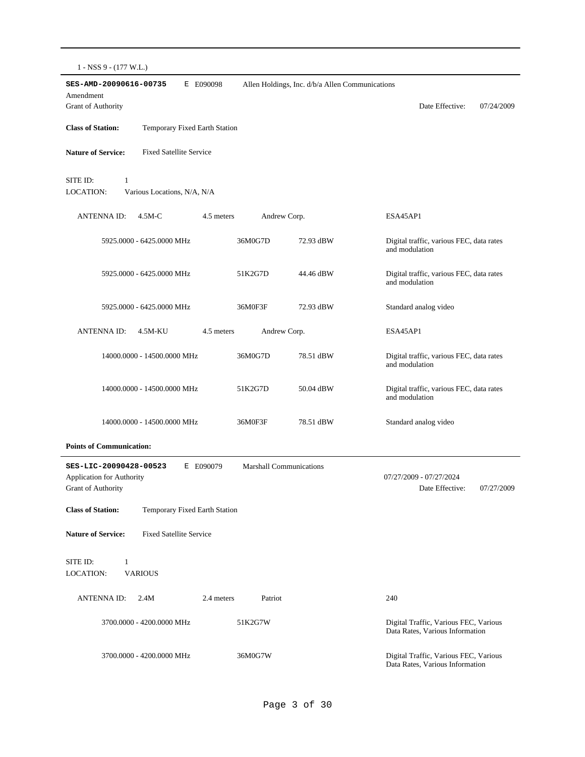1 - NSS 9 - (177 W.L.)

**SES-AMD-20090616-00735** E E090098 Allen Holdings, Inc. d/b/a Allen Communications

Amendment

Grant of Authority Date Effective: 07/24/2009

**Class of Station:** Temporary Fixed Earth Station

**Nature of Service:** Fixed Satellite Service

SITE ID: 1

LOCATION: Various Locations, N/A, N/A

ANTENNA ID: 4.5M-C 4.5 meters Andrew Corp. ESA45AP1

| Frequency | Emission | Power | Description |
|---|---|---|---|
| 5925.0000 - 6425.0000 MHz | 36M0G7D | 72.93 dBW | Digital traffic, various FEC, data rates and modulation |
| 5925.0000 - 6425.0000 MHz | 51K2G7D | 44.46 dBW | Digital traffic, various FEC, data rates and modulation |
| 5925.0000 - 6425.0000 MHz | 36M0F3F | 72.93 dBW | Standard analog video |

ANTENNA ID: 4.5M-KU 4.5 meters Andrew Corp. ESA45AP1

| Frequency | Emission | Power | Description |
|---|---|---|---|
| 14000.0000 - 14500.0000 MHz | 36M0G7D | 78.51 dBW | Digital traffic, various FEC, data rates and modulation |
| 14000.0000 - 14500.0000 MHz | 51K2G7D | 50.04 dBW | Digital traffic, various FEC, data rates and modulation |
| 14000.0000 - 14500.0000 MHz | 36M0F3F | 78.51 dBW | Standard analog video |

**Points of Communication:**

---

**SES-LIC-20090428-00523** E E090079 Marshall Communications

Application for Authority 07/27/2009 - 07/27/2024

Grant of Authority Date Effective: 07/27/2009

**Class of Station:** Temporary Fixed Earth Station

**Nature of Service:** Fixed Satellite Service

SITE ID: 1

LOCATION: VARIOUS

ANTENNA ID: 2.4M 2.4 meters Patriot 240

| Frequency | Emission | Power | Description |
|---|---|---|---|
| 3700.0000 - 4200.0000 MHz | 51K2G7W | | Digital Traffic, Various FEC, Various Data Rates, Various Information |
| 3700.0000 - 4200.0000 MHz | 36M0G7W | | Digital Traffic, Various FEC, Various Data Rates, Various Information |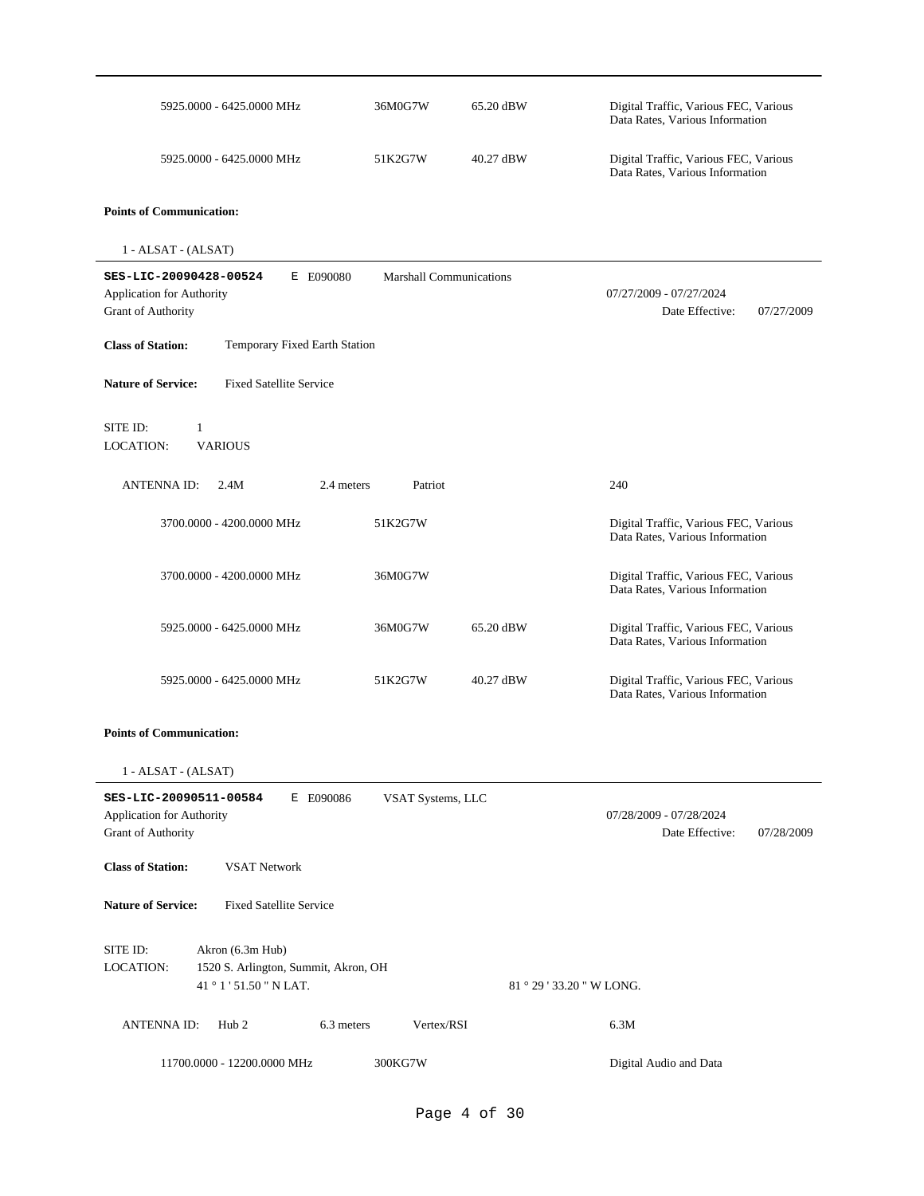| | | | |
|---|---|---|---|
| 5925.0000 - 6425.0000 MHz | 36M0G7W | 65.20 dBW | Digital Traffic, Various FEC, Various Data Rates, Various Information |
| 5925.0000 - 6425.0000 MHz | 51K2G7W | 40.27 dBW | Digital Traffic, Various FEC, Various Data Rates, Various Information |

**Points of Communication:**

1 - ALSAT - (ALSAT)

---

**SES-LIC-20090428-00524** E E090080 Marshall Communications

Application for Authority 07/27/2009 - 07/27/2024

Grant of Authority Date Effective: 07/27/2009

**Class of Station:** Temporary Fixed Earth Station

**Nature of Service:** Fixed Satellite Service

SITE ID: 1
LOCATION: VARIOUS

ANTENNA ID: 2.4M 2.4 meters Patriot 240

| | | | |
|---|---|---|---|
| 3700.0000 - 4200.0000 MHz | 51K2G7W | | Digital Traffic, Various FEC, Various Data Rates, Various Information |
| 3700.0000 - 4200.0000 MHz | 36M0G7W | | Digital Traffic, Various FEC, Various Data Rates, Various Information |
| 5925.0000 - 6425.0000 MHz | 36M0G7W | 65.20 dBW | Digital Traffic, Various FEC, Various Data Rates, Various Information |
| 5925.0000 - 6425.0000 MHz | 51K2G7W | 40.27 dBW | Digital Traffic, Various FEC, Various Data Rates, Various Information |

**Points of Communication:**

1 - ALSAT - (ALSAT)

---

**SES-LIC-20090511-00584** E E090086 VSAT Systems, LLC

Application for Authority 07/28/2009 - 07/28/2024

Grant of Authority Date Effective: 07/28/2009

**Class of Station:** VSAT Network

**Nature of Service:** Fixed Satellite Service

SITE ID: Akron (6.3m Hub)
LOCATION: 1520 S. Arlington, Summit, Akron, OH
41 ° 1 ' 51.50 " N LAT. 81 ° 29 ' 33.20 " W LONG.

ANTENNA ID: Hub 2 6.3 meters Vertex/RSI 6.3M

| | | | |
|---|---|---|---|
| 11700.0000 - 12200.0000 MHz | 300KG7W | | Digital Audio and Data |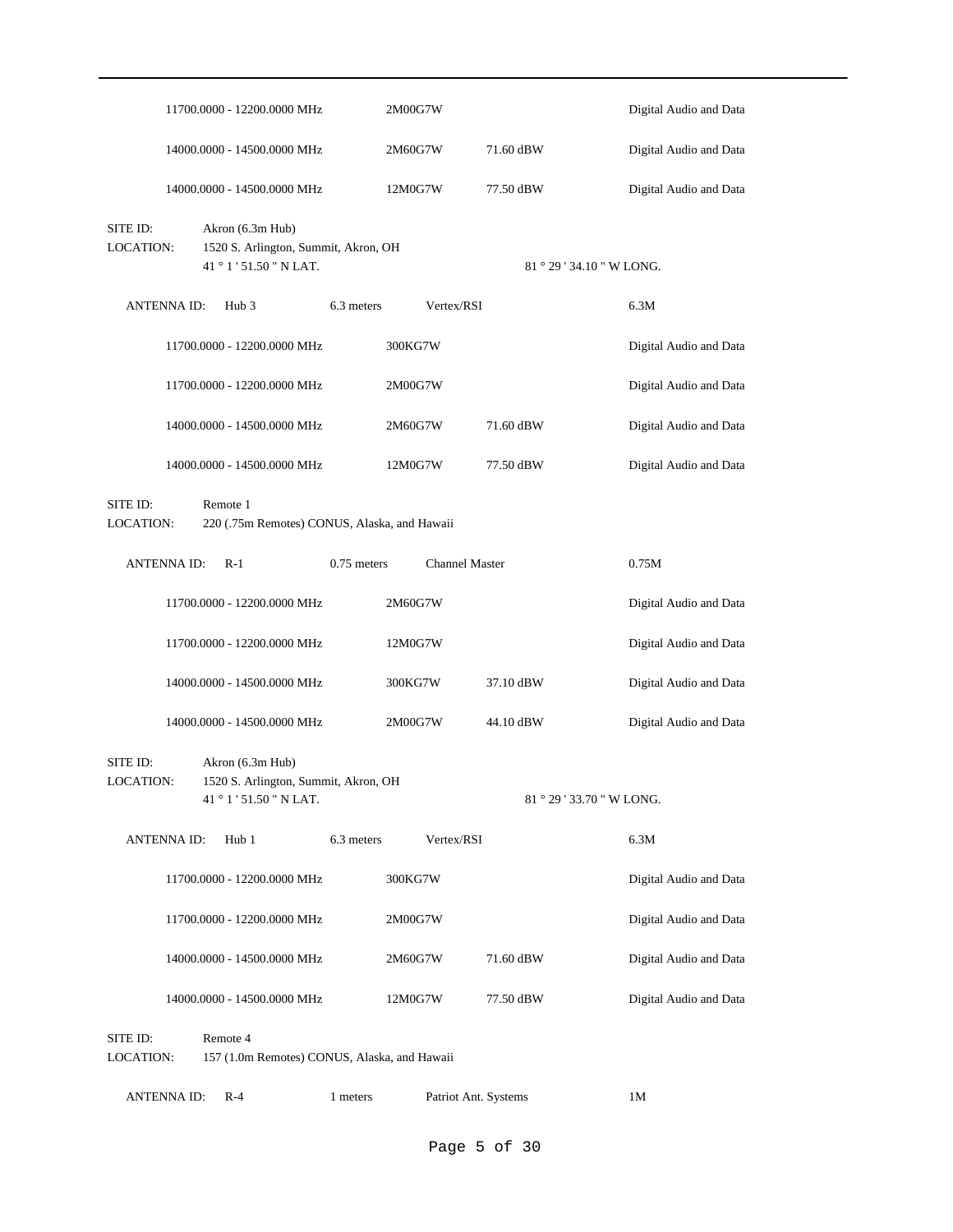| | | | |
|---|---|---|---|
| 11700.0000 - 12200.0000 MHz | 2M00G7W | | Digital Audio and Data |
| 14000.0000 - 14500.0000 MHz | 2M60G7W | 71.60 dBW | Digital Audio and Data |
| 14000.0000 - 14500.0000 MHz | 12M0G7W | 77.50 dBW | Digital Audio and Data |

SITE ID: Akron (6.3m Hub)
LOCATION: 1520 S. Arlington, Summit, Akron, OH
41 ° 1 ' 51.50 " N LAT. 81 ° 29 ' 34.10 " W LONG.

ANTENNA ID: Hub 3 | 6.3 meters | Vertex/RSI | 6.3M

| | | | |
|---|---|---|---|
| 11700.0000 - 12200.0000 MHz | 300KG7W | | Digital Audio and Data |
| 11700.0000 - 12200.0000 MHz | 2M00G7W | | Digital Audio and Data |
| 14000.0000 - 14500.0000 MHz | 2M60G7W | 71.60 dBW | Digital Audio and Data |
| 14000.0000 - 14500.0000 MHz | 12M0G7W | 77.50 dBW | Digital Audio and Data |

SITE ID: Remote 1
LOCATION: 220 (.75m Remotes) CONUS, Alaska, and Hawaii

ANTENNA ID: R-1 | 0.75 meters | Channel Master | 0.75M

| | | | |
|---|---|---|---|
| 11700.0000 - 12200.0000 MHz | 2M60G7W | | Digital Audio and Data |
| 11700.0000 - 12200.0000 MHz | 12M0G7W | | Digital Audio and Data |
| 14000.0000 - 14500.0000 MHz | 300KG7W | 37.10 dBW | Digital Audio and Data |
| 14000.0000 - 14500.0000 MHz | 2M00G7W | 44.10 dBW | Digital Audio and Data |

SITE ID: Akron (6.3m Hub)
LOCATION: 1520 S. Arlington, Summit, Akron, OH
41 ° 1 ' 51.50 " N LAT. 81 ° 29 ' 33.70 " W LONG.

ANTENNA ID: Hub 1 | 6.3 meters | Vertex/RSI | 6.3M

| | | | |
|---|---|---|---|
| 11700.0000 - 12200.0000 MHz | 300KG7W | | Digital Audio and Data |
| 11700.0000 - 12200.0000 MHz | 2M00G7W | | Digital Audio and Data |
| 14000.0000 - 14500.0000 MHz | 2M60G7W | 71.60 dBW | Digital Audio and Data |
| 14000.0000 - 14500.0000 MHz | 12M0G7W | 77.50 dBW | Digital Audio and Data |

SITE ID: Remote 4
LOCATION: 157 (1.0m Remotes) CONUS, Alaska, and Hawaii

ANTENNA ID: R-4 | 1 meters | Patriot Ant. Systems | 1M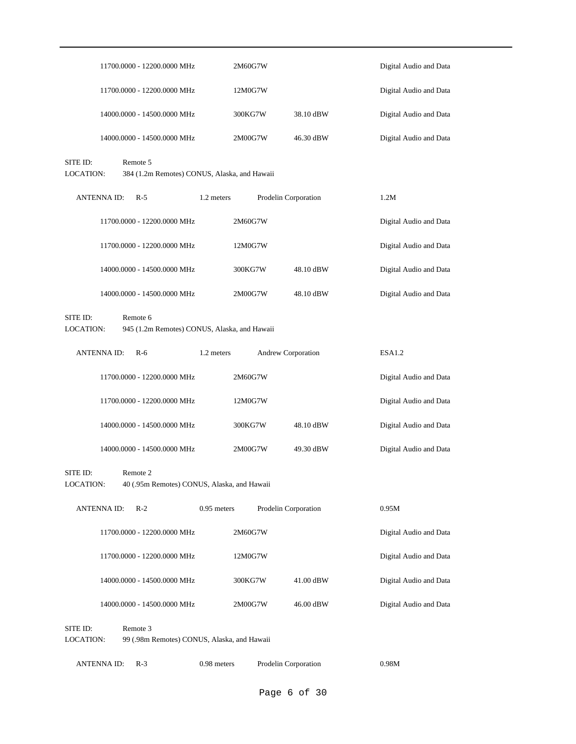| | | | |
|---|---|---|---|
| 11700.0000 - 12200.0000 MHz | 2M60G7W | | Digital Audio and Data |
| 11700.0000 - 12200.0000 MHz | 12M0G7W | | Digital Audio and Data |
| 14000.0000 - 14500.0000 MHz | 300KG7W | 38.10 dBW | Digital Audio and Data |
| 14000.0000 - 14500.0000 MHz | 2M00G7W | 46.30 dBW | Digital Audio and Data |

SITE ID: Remote 5
LOCATION: 384 (1.2m Remotes) CONUS, Alaska, and Hawaii

ANTENNA ID: R-5 &nbsp; 1.2 meters &nbsp; Prodelin Corporation &nbsp; 1.2M

| | | | |
|---|---|---|---|
| 11700.0000 - 12200.0000 MHz | 2M60G7W | | Digital Audio and Data |
| 11700.0000 - 12200.0000 MHz | 12M0G7W | | Digital Audio and Data |
| 14000.0000 - 14500.0000 MHz | 300KG7W | 48.10 dBW | Digital Audio and Data |
| 14000.0000 - 14500.0000 MHz | 2M00G7W | 48.10 dBW | Digital Audio and Data |

SITE ID: Remote 6
LOCATION: 945 (1.2m Remotes) CONUS, Alaska, and Hawaii

ANTENNA ID: R-6 &nbsp; 1.2 meters &nbsp; Andrew Corporation &nbsp; ESA1.2

| | | | |
|---|---|---|---|
| 11700.0000 - 12200.0000 MHz | 2M60G7W | | Digital Audio and Data |
| 11700.0000 - 12200.0000 MHz | 12M0G7W | | Digital Audio and Data |
| 14000.0000 - 14500.0000 MHz | 300KG7W | 48.10 dBW | Digital Audio and Data |
| 14000.0000 - 14500.0000 MHz | 2M00G7W | 49.30 dBW | Digital Audio and Data |

SITE ID: Remote 2
LOCATION: 40 (.95m Remotes) CONUS, Alaska, and Hawaii

ANTENNA ID: R-2 &nbsp; 0.95 meters &nbsp; Prodelin Corporation &nbsp; 0.95M

| | | | |
|---|---|---|---|
| 11700.0000 - 12200.0000 MHz | 2M60G7W | | Digital Audio and Data |
| 11700.0000 - 12200.0000 MHz | 12M0G7W | | Digital Audio and Data |
| 14000.0000 - 14500.0000 MHz | 300KG7W | 41.00 dBW | Digital Audio and Data |
| 14000.0000 - 14500.0000 MHz | 2M00G7W | 46.00 dBW | Digital Audio and Data |

SITE ID: Remote 3
LOCATION: 99 (.98m Remotes) CONUS, Alaska, and Hawaii

ANTENNA ID: R-3 &nbsp; 0.98 meters &nbsp; Prodelin Corporation &nbsp; 0.98M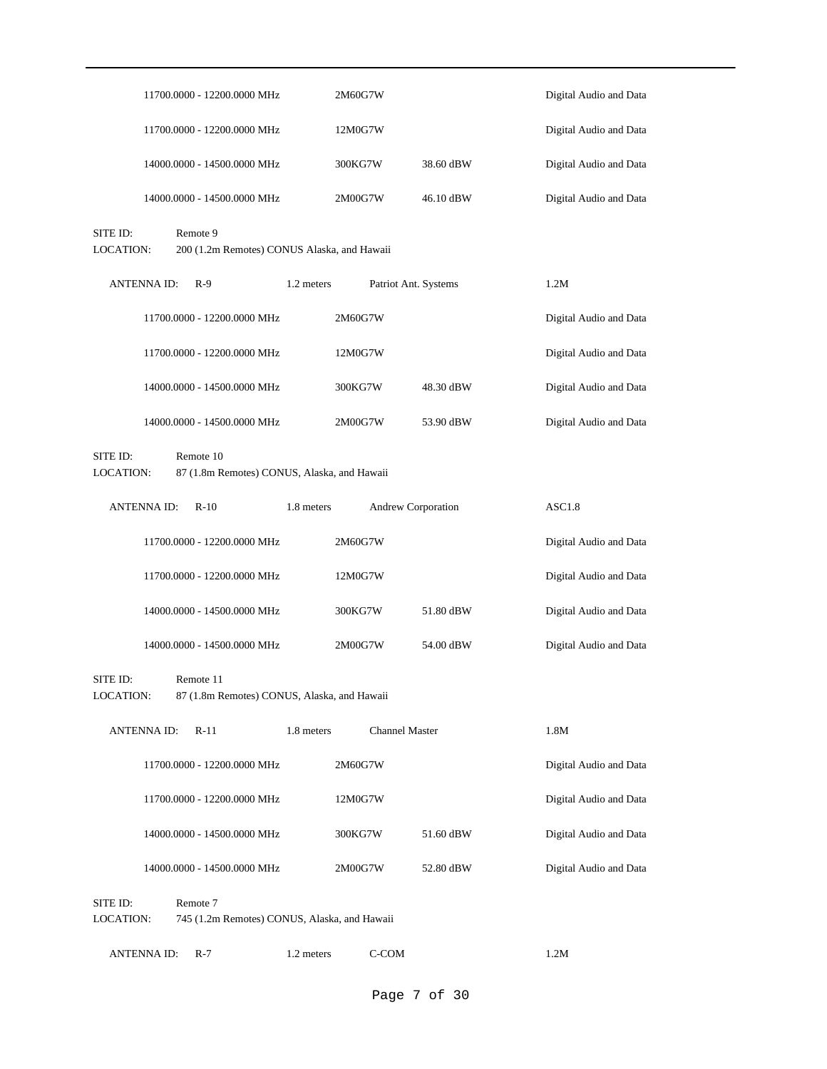| Frequency | Emission | Power | Description |
|---|---|---|---|
| 11700.0000 - 12200.0000 MHz | 2M60G7W | | Digital Audio and Data |
| 11700.0000 - 12200.0000 MHz | 12M0G7W | | Digital Audio and Data |
| 14000.0000 - 14500.0000 MHz | 300KG7W | 38.60 dBW | Digital Audio and Data |
| 14000.0000 - 14500.0000 MHz | 2M00G7W | 46.10 dBW | Digital Audio and Data |

SITE ID: Remote 9
LOCATION: 200 (1.2m Remotes) CONUS Alaska, and Hawaii

ANTENNA ID: R-9 | 1.2 meters | Patriot Ant. Systems | 1.2M

| Frequency | Emission | Power | Description |
|---|---|---|---|
| 11700.0000 - 12200.0000 MHz | 2M60G7W | | Digital Audio and Data |
| 11700.0000 - 12200.0000 MHz | 12M0G7W | | Digital Audio and Data |
| 14000.0000 - 14500.0000 MHz | 300KG7W | 48.30 dBW | Digital Audio and Data |
| 14000.0000 - 14500.0000 MHz | 2M00G7W | 53.90 dBW | Digital Audio and Data |

SITE ID: Remote 10
LOCATION: 87 (1.8m Remotes) CONUS, Alaska, and Hawaii

ANTENNA ID: R-10 | 1.8 meters | Andrew Corporation | ASC1.8

| Frequency | Emission | Power | Description |
|---|---|---|---|
| 11700.0000 - 12200.0000 MHz | 2M60G7W | | Digital Audio and Data |
| 11700.0000 - 12200.0000 MHz | 12M0G7W | | Digital Audio and Data |
| 14000.0000 - 14500.0000 MHz | 300KG7W | 51.80 dBW | Digital Audio and Data |
| 14000.0000 - 14500.0000 MHz | 2M00G7W | 54.00 dBW | Digital Audio and Data |

SITE ID: Remote 11
LOCATION: 87 (1.8m Remotes) CONUS, Alaska, and Hawaii

ANTENNA ID: R-11 | 1.8 meters | Channel Master | 1.8M

| Frequency | Emission | Power | Description |
|---|---|---|---|
| 11700.0000 - 12200.0000 MHz | 2M60G7W | | Digital Audio and Data |
| 11700.0000 - 12200.0000 MHz | 12M0G7W | | Digital Audio and Data |
| 14000.0000 - 14500.0000 MHz | 300KG7W | 51.60 dBW | Digital Audio and Data |
| 14000.0000 - 14500.0000 MHz | 2M00G7W | 52.80 dBW | Digital Audio and Data |

SITE ID: Remote 7
LOCATION: 745 (1.2m Remotes) CONUS, Alaska, and Hawaii

ANTENNA ID: R-7 | 1.2 meters | C-COM | 1.2M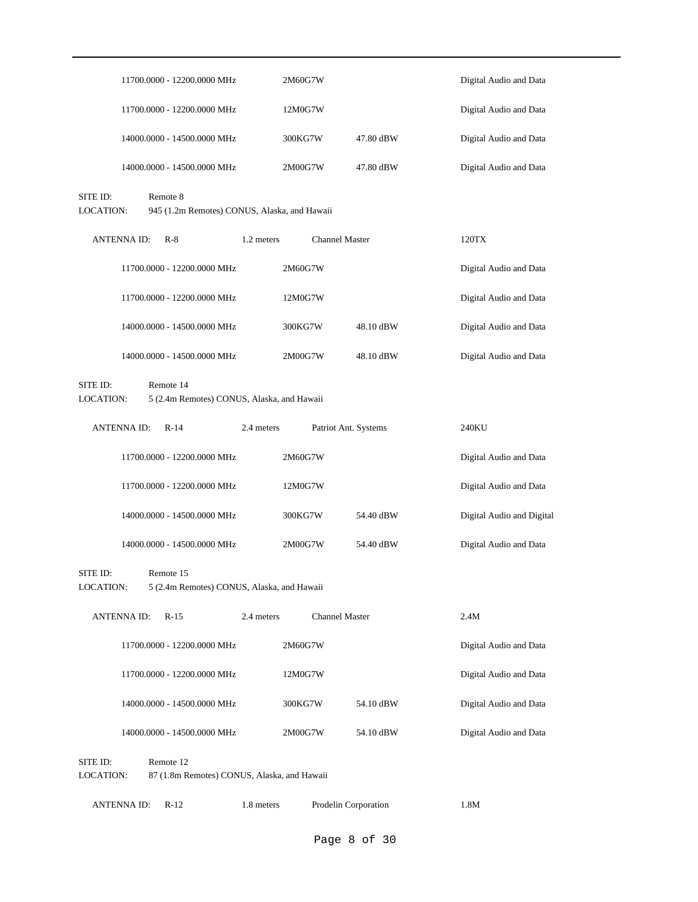| | | | |
|---|---|---|---|
| 11700.0000 - 12200.0000 MHz | 2M60G7W | | Digital Audio and Data |
| 11700.0000 - 12200.0000 MHz | 12M0G7W | | Digital Audio and Data |
| 14000.0000 - 14500.0000 MHz | 300KG7W | 47.80 dBW | Digital Audio and Data |
| 14000.0000 - 14500.0000 MHz | 2M00G7W | 47.80 dBW | Digital Audio and Data |

SITE ID: Remote 8
LOCATION: 945 (1.2m Remotes) CONUS, Alaska, and Hawaii

ANTENNA ID: R-8 1.2 meters Channel Master 120TX

| | | | |
|---|---|---|---|
| 11700.0000 - 12200.0000 MHz | 2M60G7W | | Digital Audio and Data |
| 11700.0000 - 12200.0000 MHz | 12M0G7W | | Digital Audio and Data |
| 14000.0000 - 14500.0000 MHz | 300KG7W | 48.10 dBW | Digital Audio and Data |
| 14000.0000 - 14500.0000 MHz | 2M00G7W | 48.10 dBW | Digital Audio and Data |

SITE ID: Remote 14
LOCATION: 5 (2.4m Remotes) CONUS, Alaska, and Hawaii

ANTENNA ID: R-14 2.4 meters Patriot Ant. Systems 240KU

| | | | |
|---|---|---|---|
| 11700.0000 - 12200.0000 MHz | 2M60G7W | | Digital Audio and Data |
| 11700.0000 - 12200.0000 MHz | 12M0G7W | | Digital Audio and Data |
| 14000.0000 - 14500.0000 MHz | 300KG7W | 54.40 dBW | Digital Audio and Digital |
| 14000.0000 - 14500.0000 MHz | 2M00G7W | 54.40 dBW | Digital Audio and Data |

SITE ID: Remote 15
LOCATION: 5 (2.4m Remotes) CONUS, Alaska, and Hawaii

ANTENNA ID: R-15 2.4 meters Channel Master 2.4M

| | | | |
|---|---|---|---|
| 11700.0000 - 12200.0000 MHz | 2M60G7W | | Digital Audio and Data |
| 11700.0000 - 12200.0000 MHz | 12M0G7W | | Digital Audio and Data |
| 14000.0000 - 14500.0000 MHz | 300KG7W | 54.10 dBW | Digital Audio and Data |
| 14000.0000 - 14500.0000 MHz | 2M00G7W | 54.10 dBW | Digital Audio and Data |

SITE ID: Remote 12
LOCATION: 87 (1.8m Remotes) CONUS, Alaska, and Hawaii

ANTENNA ID: R-12 1.8 meters Prodelin Corporation 1.8M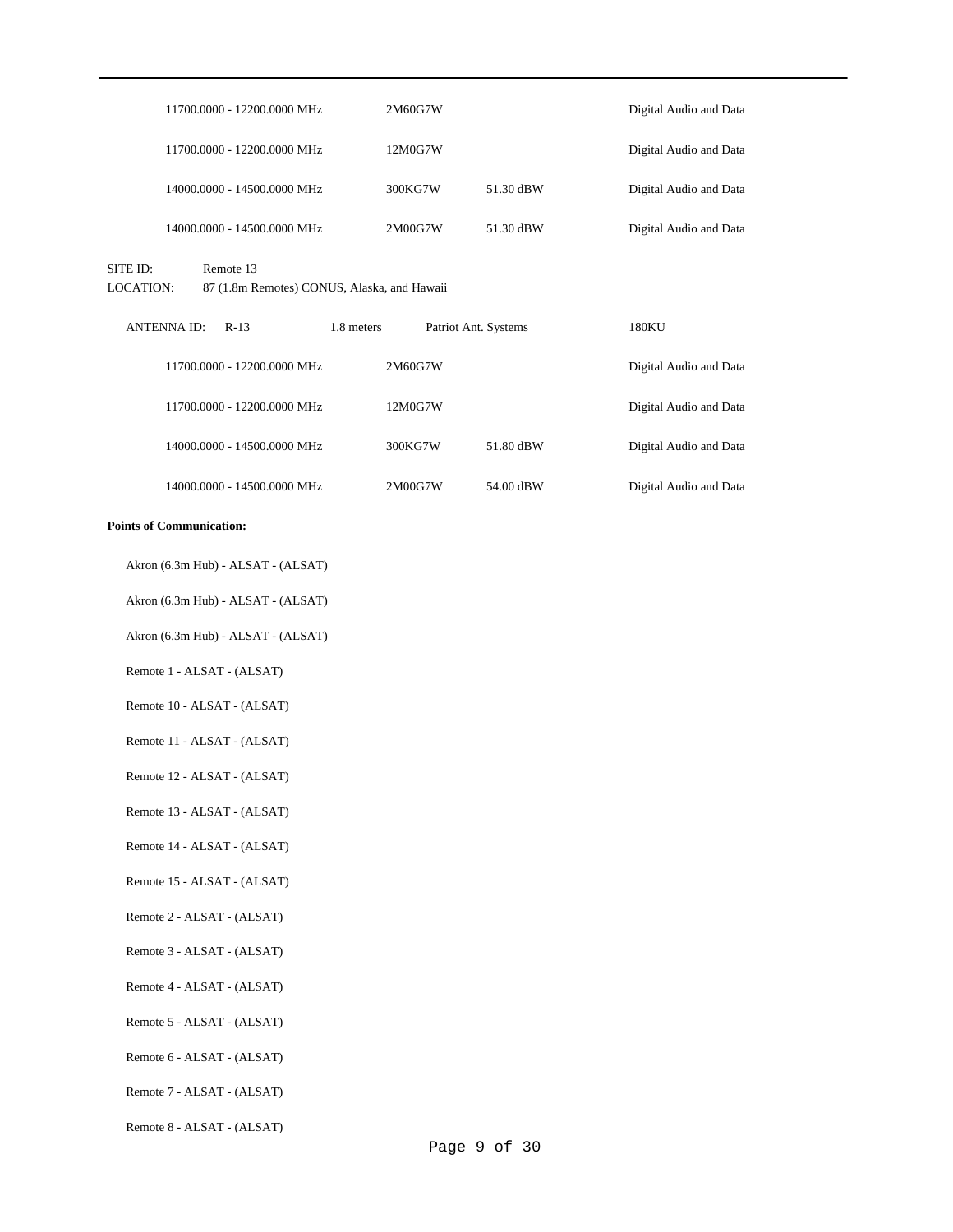| | | | |
|---|---|---|---|
| 11700.0000 - 12200.0000 MHz | 2M60G7W | | Digital Audio and Data |
| 11700.0000 - 12200.0000 MHz | 12M0G7W | | Digital Audio and Data |
| 14000.0000 - 14500.0000 MHz | 300KG7W | 51.30 dBW | Digital Audio and Data |
| 14000.0000 - 14500.0000 MHz | 2M00G7W | 51.30 dBW | Digital Audio and Data |

SITE ID: Remote 13
LOCATION: 87 (1.8m Remotes) CONUS, Alaska, and Hawaii

ANTENNA ID: R-13 1.8 meters Patriot Ant. Systems 180KU

| | | | |
|---|---|---|---|
| 11700.0000 - 12200.0000 MHz | 2M60G7W | | Digital Audio and Data |
| 11700.0000 - 12200.0000 MHz | 12M0G7W | | Digital Audio and Data |
| 14000.0000 - 14500.0000 MHz | 300KG7W | 51.80 dBW | Digital Audio and Data |
| 14000.0000 - 14500.0000 MHz | 2M00G7W | 54.00 dBW | Digital Audio and Data |

**Points of Communication:**

Akron (6.3m Hub) - ALSAT - (ALSAT)

Akron (6.3m Hub) - ALSAT - (ALSAT)

Akron (6.3m Hub) - ALSAT - (ALSAT)

Remote 1 - ALSAT - (ALSAT)

Remote 10 - ALSAT - (ALSAT)

Remote 11 - ALSAT - (ALSAT)

Remote 12 - ALSAT - (ALSAT)

Remote 13 - ALSAT - (ALSAT)

Remote 14 - ALSAT - (ALSAT)

Remote 15 - ALSAT - (ALSAT)

Remote 2 - ALSAT - (ALSAT)

Remote 3 - ALSAT - (ALSAT)

Remote 4 - ALSAT - (ALSAT)

Remote 5 - ALSAT - (ALSAT)

Remote 6 - ALSAT - (ALSAT)

Remote 7 - ALSAT - (ALSAT)

Remote 8 - ALSAT - (ALSAT)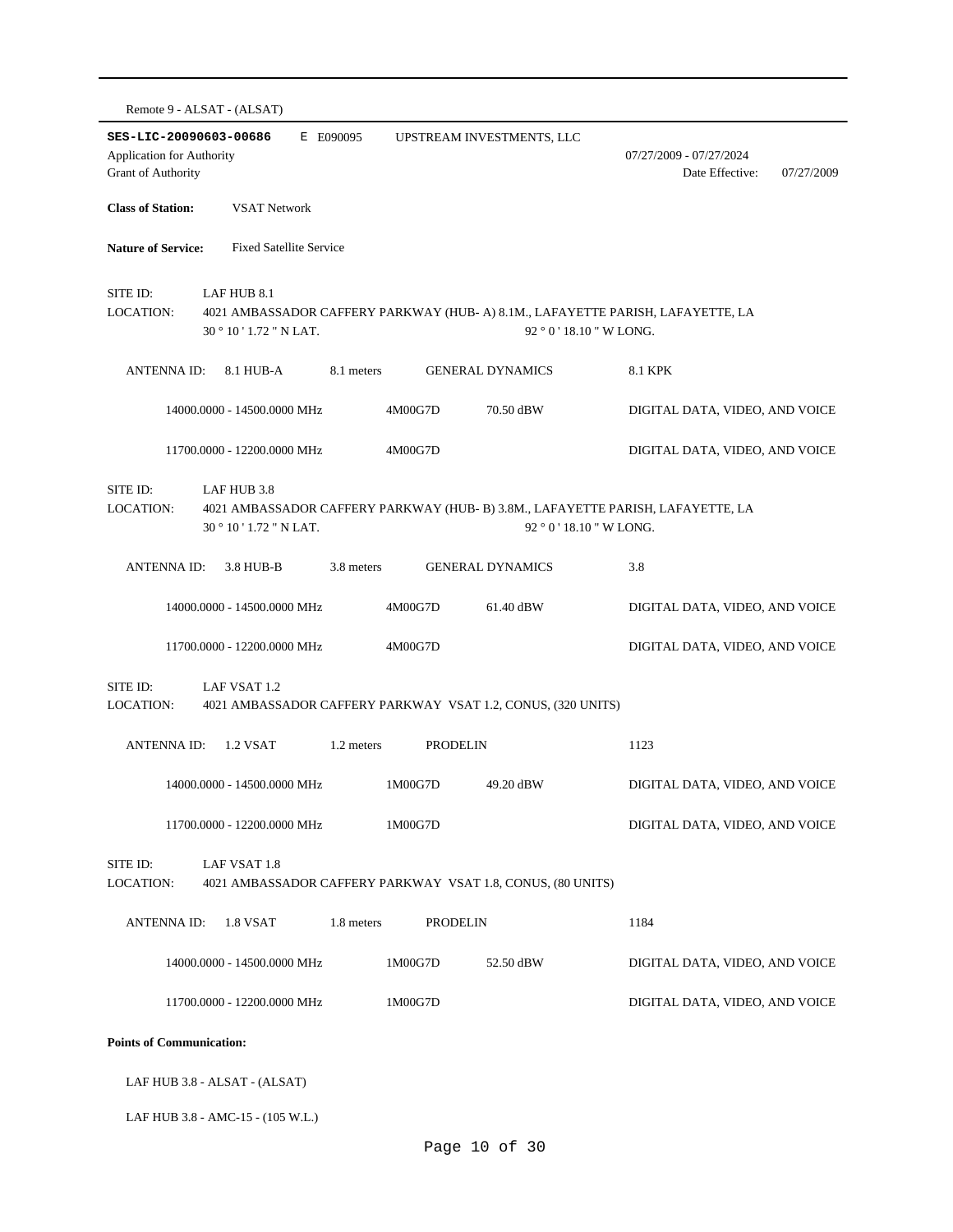Remote 9 - ALSAT - (ALSAT)

**SES-LIC-20090603-00686** E E090095 UPSTREAM INVESTMENTS, LLC

Application for Authority 07/27/2009 - 07/27/2024

Grant of Authority Date Effective: 07/27/2009

**Class of Station:** VSAT Network

**Nature of Service:** Fixed Satellite Service

SITE ID: LAF HUB 8.1

LOCATION: 4021 AMBASSADOR CAFFERY PARKWAY (HUB- A) 8.1M., LAFAYETTE PARISH, LAFAYETTE, LA

30 ° 10 ' 1.72 " N LAT. 92 ° 0 ' 18.10 " W LONG.

ANTENNA ID: 8.1 HUB-A 8.1 meters GENERAL DYNAMICS 8.1 KPK

| | | | |
|---|---|---|---|
| 14000.0000 - 14500.0000 MHz | 4M00G7D | 70.50 dBW | DIGITAL DATA, VIDEO, AND VOICE |
| 11700.0000 - 12200.0000 MHz | 4M00G7D | | DIGITAL DATA, VIDEO, AND VOICE |

SITE ID: LAF HUB 3.8

LOCATION: 4021 AMBASSADOR CAFFERY PARKWAY (HUB- B) 3.8M., LAFAYETTE PARISH, LAFAYETTE, LA

30 ° 10 ' 1.72 " N LAT. 92 ° 0 ' 18.10 " W LONG.

ANTENNA ID: 3.8 HUB-B 3.8 meters GENERAL DYNAMICS 3.8

| | | | |
|---|---|---|---|
| 14000.0000 - 14500.0000 MHz | 4M00G7D | 61.40 dBW | DIGITAL DATA, VIDEO, AND VOICE |
| 11700.0000 - 12200.0000 MHz | 4M00G7D | | DIGITAL DATA, VIDEO, AND VOICE |

SITE ID: LAF VSAT 1.2

LOCATION: 4021 AMBASSADOR CAFFERY PARKWAY VSAT 1.2, CONUS, (320 UNITS)

ANTENNA ID: 1.2 VSAT 1.2 meters PRODELIN 1123

| | | | |
|---|---|---|---|
| 14000.0000 - 14500.0000 MHz | 1M00G7D | 49.20 dBW | DIGITAL DATA, VIDEO, AND VOICE |
| 11700.0000 - 12200.0000 MHz | 1M00G7D | | DIGITAL DATA, VIDEO, AND VOICE |

SITE ID: LAF VSAT 1.8

LOCATION: 4021 AMBASSADOR CAFFERY PARKWAY VSAT 1.8, CONUS, (80 UNITS)

ANTENNA ID: 1.8 VSAT 1.8 meters PRODELIN 1184

| | | | |
|---|---|---|---|
| 14000.0000 - 14500.0000 MHz | 1M00G7D | 52.50 dBW | DIGITAL DATA, VIDEO, AND VOICE |
| 11700.0000 - 12200.0000 MHz | 1M00G7D | | DIGITAL DATA, VIDEO, AND VOICE |

**Points of Communication:**

LAF HUB 3.8 - ALSAT - (ALSAT)

LAF HUB 3.8 - AMC-15 - (105 W.L.)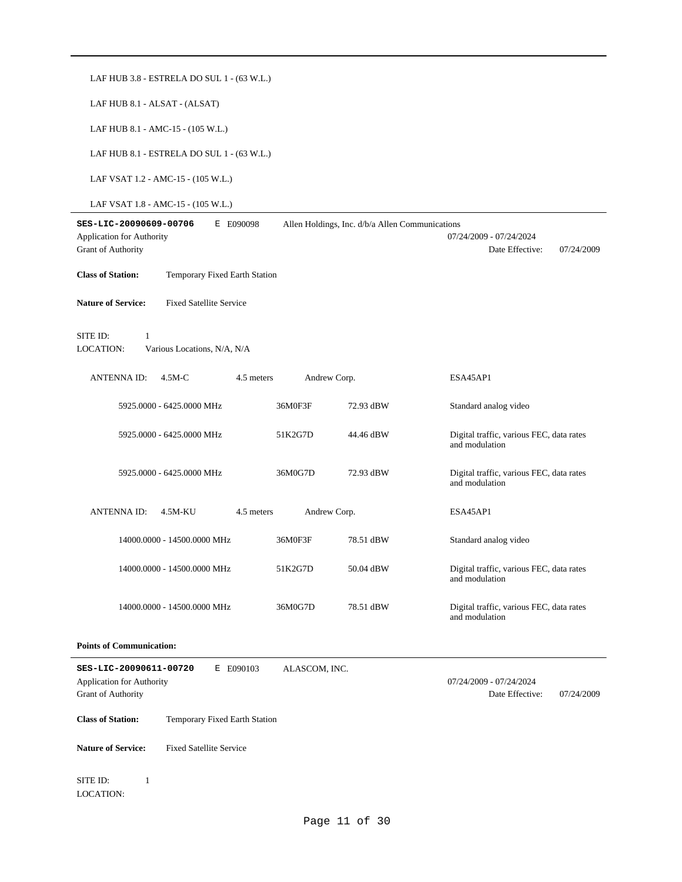LAF HUB 3.8 - ESTRELA DO SUL 1 - (63 W.L.)

LAF HUB 8.1 - ALSAT - (ALSAT)

LAF HUB 8.1 - AMC-15 - (105 W.L.)

LAF HUB 8.1 - ESTRELA DO SUL 1 - (63 W.L.)

LAF VSAT 1.2 - AMC-15 - (105 W.L.)

LAF VSAT 1.8 - AMC-15 - (105 W.L.)

---

**SES-LIC-20090609-00706** E E090098 Allen Holdings, Inc. d/b/a Allen Communications

Application for Authority 07/24/2009 - 07/24/2024

Grant of Authority Date Effective: 07/24/2009

**Class of Station:** Temporary Fixed Earth Station

**Nature of Service:** Fixed Satellite Service

SITE ID: 1

LOCATION: Various Locations, N/A, N/A

ANTENNA ID: 4.5M-C 4.5 meters Andrew Corp. ESA45AP1

| Frequency | Emission | Power | Description |
|---|---|---|---|
| 5925.0000 - 6425.0000 MHz | 36M0F3F | 72.93 dBW | Standard analog video |
| 5925.0000 - 6425.0000 MHz | 51K2G7D | 44.46 dBW | Digital traffic, various FEC, data rates and modulation |
| 5925.0000 - 6425.0000 MHz | 36M0G7D | 72.93 dBW | Digital traffic, various FEC, data rates and modulation |

ANTENNA ID: 4.5M-KU 4.5 meters Andrew Corp. ESA45AP1

| Frequency | Emission | Power | Description |
|---|---|---|---|
| 14000.0000 - 14500.0000 MHz | 36M0F3F | 78.51 dBW | Standard analog video |
| 14000.0000 - 14500.0000 MHz | 51K2G7D | 50.04 dBW | Digital traffic, various FEC, data rates and modulation |
| 14000.0000 - 14500.0000 MHz | 36M0G7D | 78.51 dBW | Digital traffic, various FEC, data rates and modulation |

**Points of Communication:**

---

**SES-LIC-20090611-00720** E E090103 ALASCOM, INC.

Application for Authority 07/24/2009 - 07/24/2024

Grant of Authority Date Effective: 07/24/2009

**Class of Station:** Temporary Fixed Earth Station

**Nature of Service:** Fixed Satellite Service

SITE ID: 1

LOCATION: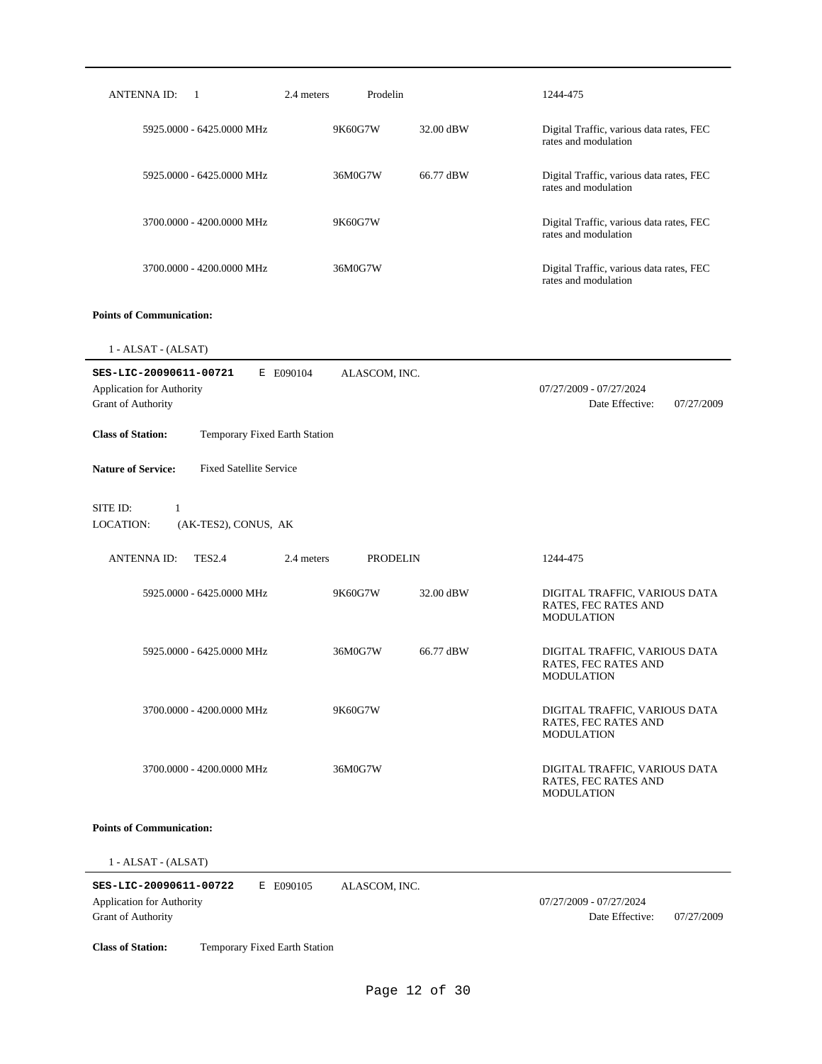| ANTENNA ID: 1 | 2.4 meters | Prodelin | | 1244-475 |
|---|---|---|---|---|
| 5925.0000 - 6425.0000 MHz | | 9K60G7W | 32.00 dBW | Digital Traffic, various data rates, FEC rates and modulation |
| 5925.0000 - 6425.0000 MHz | | 36M0G7W | 66.77 dBW | Digital Traffic, various data rates, FEC rates and modulation |
| 3700.0000 - 4200.0000 MHz | | 9K60G7W | | Digital Traffic, various data rates, FEC rates and modulation |
| 3700.0000 - 4200.0000 MHz | | 36M0G7W | | Digital Traffic, various data rates, FEC rates and modulation |

**Points of Communication:**

1 - ALSAT - (ALSAT)

---

**SES-LIC-20090611-00721** E E090104 ALASCOM, INC.

Application for Authority — 07/27/2009 - 07/27/2024

Grant of Authority — Date Effective: 07/27/2009

**Class of Station:** Temporary Fixed Earth Station

**Nature of Service:** Fixed Satellite Service

SITE ID: 1

LOCATION: (AK-TES2), CONUS, AK

| ANTENNA ID: TES2.4 | 2.4 meters | PRODELIN | | 1244-475 |
|---|---|---|---|---|
| 5925.0000 - 6425.0000 MHz | | 9K60G7W | 32.00 dBW | DIGITAL TRAFFIC, VARIOUS DATA RATES, FEC RATES AND MODULATION |
| 5925.0000 - 6425.0000 MHz | | 36M0G7W | 66.77 dBW | DIGITAL TRAFFIC, VARIOUS DATA RATES, FEC RATES AND MODULATION |
| 3700.0000 - 4200.0000 MHz | | 9K60G7W | | DIGITAL TRAFFIC, VARIOUS DATA RATES, FEC RATES AND MODULATION |
| 3700.0000 - 4200.0000 MHz | | 36M0G7W | | DIGITAL TRAFFIC, VARIOUS DATA RATES, FEC RATES AND MODULATION |

**Points of Communication:**

1 - ALSAT - (ALSAT)

---

**SES-LIC-20090611-00722** E E090105 ALASCOM, INC.

Application for Authority — 07/27/2009 - 07/27/2024

Grant of Authority — Date Effective: 07/27/2009

**Class of Station:** Temporary Fixed Earth Station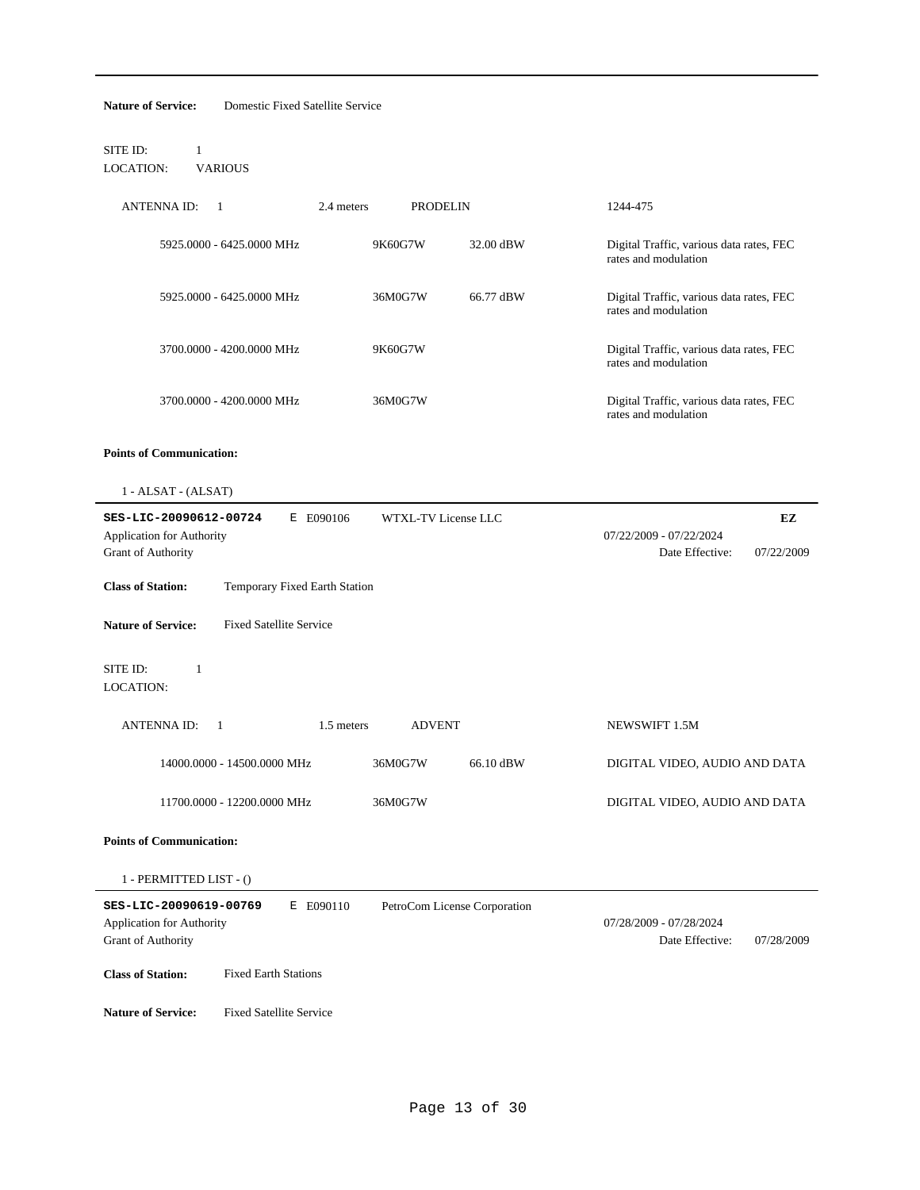**Nature of Service:** Domestic Fixed Satellite Service

SITE ID: 1
LOCATION: VARIOUS

| ANTENNA ID: 1 | 2.4 meters | PRODELIN | 1244-475 |
|---|---|---|---|
| 5925.0000 - 6425.0000 MHz | 9K60G7W | 32.00 dBW | Digital Traffic, various data rates, FEC rates and modulation |
| 5925.0000 - 6425.0000 MHz | 36M0G7W | 66.77 dBW | Digital Traffic, various data rates, FEC rates and modulation |
| 3700.0000 - 4200.0000 MHz | 9K60G7W | | Digital Traffic, various data rates, FEC rates and modulation |
| 3700.0000 - 4200.0000 MHz | 36M0G7W | | Digital Traffic, various data rates, FEC rates and modulation |

**Points of Communication:**

1 - ALSAT - (ALSAT)

---

**SES-LIC-20090612-00724** E E090106 WTXL-TV License LLC **EZ**

Application for Authority 07/22/2009 - 07/22/2024

Grant of Authority Date Effective: 07/22/2009

**Class of Station:** Temporary Fixed Earth Station

**Nature of Service:** Fixed Satellite Service

SITE ID: 1
LOCATION:

| ANTENNA ID: 1 | 1.5 meters | ADVENT | NEWSWIFT 1.5M |
|---|---|---|---|
| 14000.0000 - 14500.0000 MHz | 36M0G7W | 66.10 dBW | DIGITAL VIDEO, AUDIO AND DATA |
| 11700.0000 - 12200.0000 MHz | 36M0G7W | | DIGITAL VIDEO, AUDIO AND DATA |

**Points of Communication:**

1 - PERMITTED LIST - ()

---

**SES-LIC-20090619-00769** E E090110 PetroCom License Corporation

Application for Authority 07/28/2009 - 07/28/2024

Grant of Authority Date Effective: 07/28/2009

**Class of Station:** Fixed Earth Stations

**Nature of Service:** Fixed Satellite Service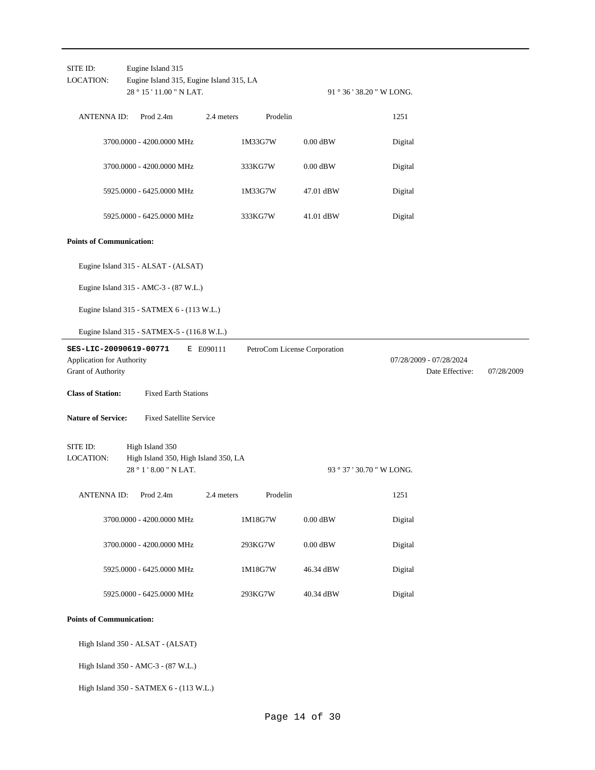SITE ID: Eugine Island 315

LOCATION: Eugine Island 315, Eugine Island 315, LA

28 ° 15 ' 11.00 " N LAT. 91 ° 36 ' 38.20 " W LONG.

| ANTENNA ID: | Prod 2.4m | 2.4 meters | Prodelin | 1251 |
|---|---|---|---|---|
| | 3700.0000 - 4200.0000 MHz | 1M33G7W | 0.00 dBW | Digital |
| | 3700.0000 - 4200.0000 MHz | 333KG7W | 0.00 dBW | Digital |
| | 5925.0000 - 6425.0000 MHz | 1M33G7W | 47.01 dBW | Digital |
| | 5925.0000 - 6425.0000 MHz | 333KG7W | 41.01 dBW | Digital |

**Points of Communication:**

Eugine Island 315 - ALSAT - (ALSAT)

Eugine Island 315 - AMC-3 - (87 W.L.)

Eugine Island 315 - SATMEX 6 - (113 W.L.)

Eugine Island 315 - SATMEX-5 - (116.8 W.L.)

---

**SES-LIC-20090619-00771** E E090111 PetroCom License Corporation

Application for Authority 07/28/2009 - 07/28/2024

Grant of Authority Date Effective: 07/28/2009

**Class of Station:** Fixed Earth Stations

**Nature of Service:** Fixed Satellite Service

SITE ID: High Island 350

LOCATION: High Island 350, High Island 350, LA

28 ° 1 ' 8.00 " N LAT. 93 ° 37 ' 30.70 " W LONG.

| ANTENNA ID: | Prod 2.4m | 2.4 meters | Prodelin | 1251 |
|---|---|---|---|---|
| | 3700.0000 - 4200.0000 MHz | 1M18G7W | 0.00 dBW | Digital |
| | 3700.0000 - 4200.0000 MHz | 293KG7W | 0.00 dBW | Digital |
| | 5925.0000 - 6425.0000 MHz | 1M18G7W | 46.34 dBW | Digital |
| | 5925.0000 - 6425.0000 MHz | 293KG7W | 40.34 dBW | Digital |

**Points of Communication:**

High Island 350 - ALSAT - (ALSAT)

High Island 350 - AMC-3 - (87 W.L.)

High Island 350 - SATMEX 6 - (113 W.L.)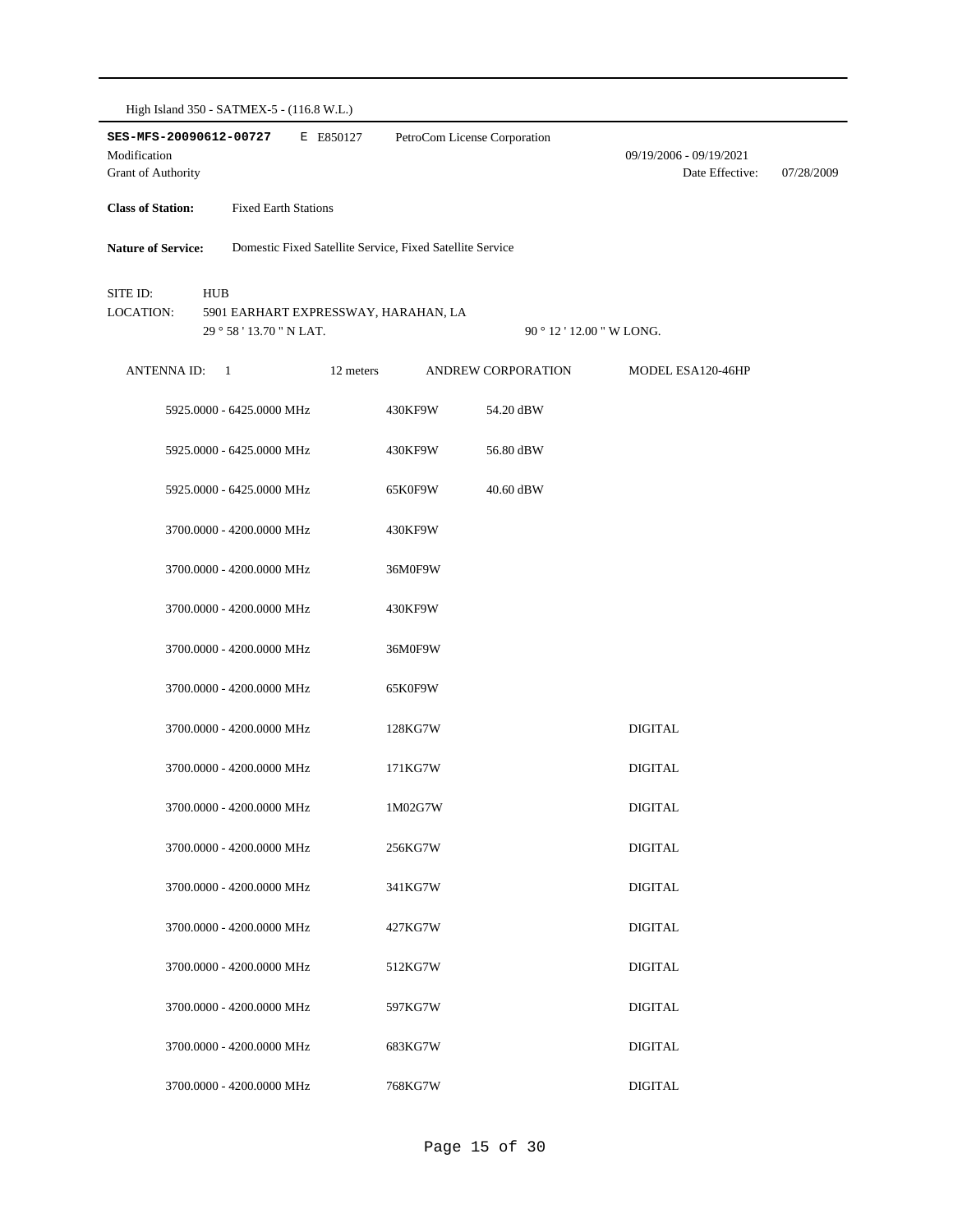High Island 350 - SATMEX-5 - (116.8 W.L.)

**SES-MFS-20090612-00727** E E850127 PetroCom License Corporation

Modification 09/19/2006 - 09/19/2021

Grant of Authority Date Effective: 07/28/2009

**Class of Station:** Fixed Earth Stations

**Nature of Service:** Domestic Fixed Satellite Service, Fixed Satellite Service

SITE ID: HUB

LOCATION: 5901 EARHART EXPRESSWAY, HARAHAN, LA

29 ° 58 ' 13.70 " N LAT. 90 ° 12 ' 12.00 " W LONG.

ANTENNA ID: 1 12 meters ANDREW CORPORATION MODEL ESA120-46HP

| Frequency | Emission | Power | Modulation |
|---|---|---|---|
| 5925.0000 - 6425.0000 MHz | 430KF9W | 54.20 dBW | |
| 5925.0000 - 6425.0000 MHz | 430KF9W | 56.80 dBW | |
| 5925.0000 - 6425.0000 MHz | 65K0F9W | 40.60 dBW | |
| 3700.0000 - 4200.0000 MHz | 430KF9W | | |
| 3700.0000 - 4200.0000 MHz | 36M0F9W | | |
| 3700.0000 - 4200.0000 MHz | 430KF9W | | |
| 3700.0000 - 4200.0000 MHz | 36M0F9W | | |
| 3700.0000 - 4200.0000 MHz | 65K0F9W | | |
| 3700.0000 - 4200.0000 MHz | 128KG7W | | DIGITAL |
| 3700.0000 - 4200.0000 MHz | 171KG7W | | DIGITAL |
| 3700.0000 - 4200.0000 MHz | 1M02G7W | | DIGITAL |
| 3700.0000 - 4200.0000 MHz | 256KG7W | | DIGITAL |
| 3700.0000 - 4200.0000 MHz | 341KG7W | | DIGITAL |
| 3700.0000 - 4200.0000 MHz | 427KG7W | | DIGITAL |
| 3700.0000 - 4200.0000 MHz | 512KG7W | | DIGITAL |
| 3700.0000 - 4200.0000 MHz | 597KG7W | | DIGITAL |
| 3700.0000 - 4200.0000 MHz | 683KG7W | | DIGITAL |
| 3700.0000 - 4200.0000 MHz | 768KG7W | | DIGITAL |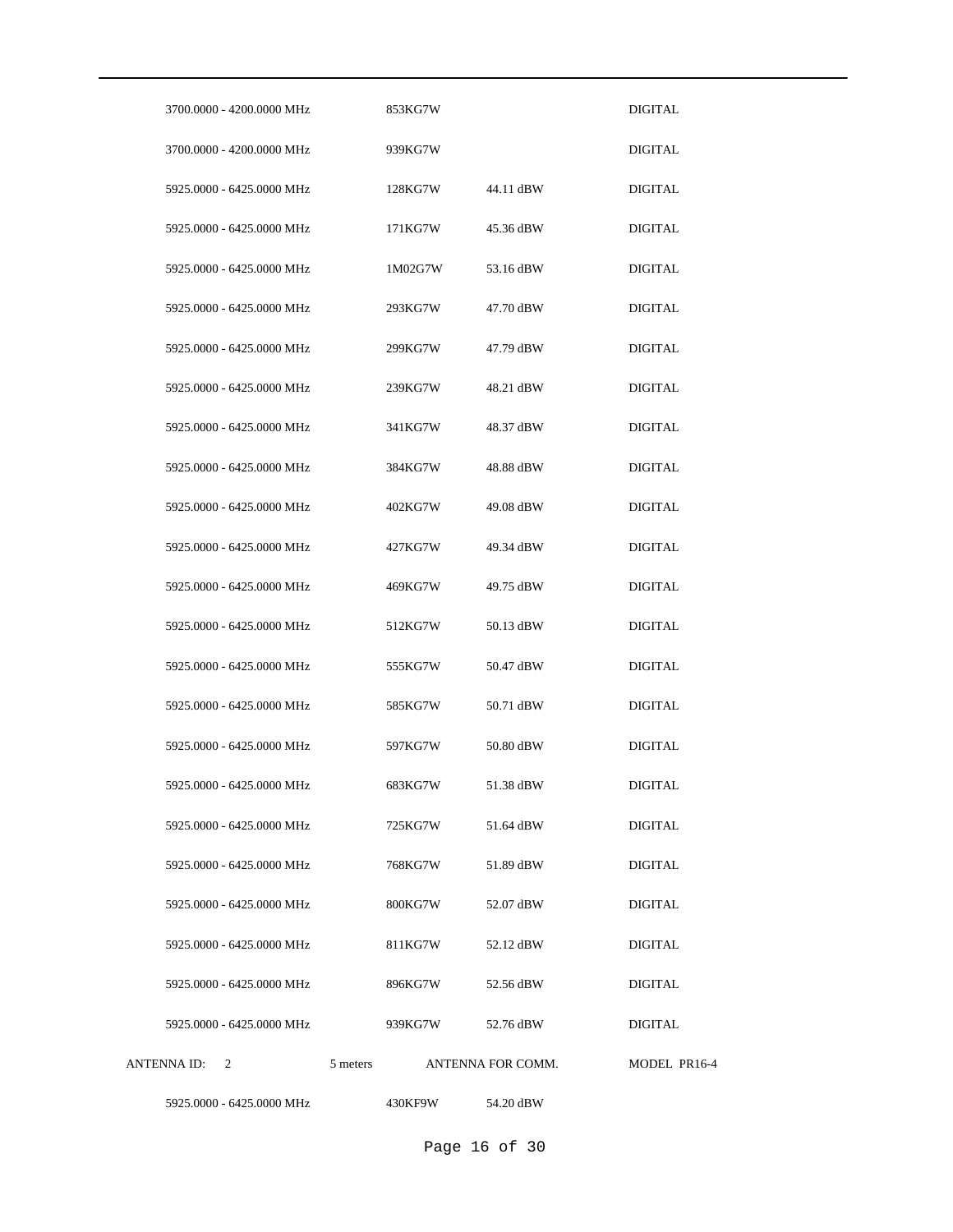| | | | |
|---|---|---|---|
| 3700.0000 - 4200.0000 MHz | 853KG7W | | DIGITAL |
| 3700.0000 - 4200.0000 MHz | 939KG7W | | DIGITAL |
| 5925.0000 - 6425.0000 MHz | 128KG7W | 44.11 dBW | DIGITAL |
| 5925.0000 - 6425.0000 MHz | 171KG7W | 45.36 dBW | DIGITAL |
| 5925.0000 - 6425.0000 MHz | 1M02G7W | 53.16 dBW | DIGITAL |
| 5925.0000 - 6425.0000 MHz | 293KG7W | 47.70 dBW | DIGITAL |
| 5925.0000 - 6425.0000 MHz | 299KG7W | 47.79 dBW | DIGITAL |
| 5925.0000 - 6425.0000 MHz | 239KG7W | 48.21 dBW | DIGITAL |
| 5925.0000 - 6425.0000 MHz | 341KG7W | 48.37 dBW | DIGITAL |
| 5925.0000 - 6425.0000 MHz | 384KG7W | 48.88 dBW | DIGITAL |
| 5925.0000 - 6425.0000 MHz | 402KG7W | 49.08 dBW | DIGITAL |
| 5925.0000 - 6425.0000 MHz | 427KG7W | 49.34 dBW | DIGITAL |
| 5925.0000 - 6425.0000 MHz | 469KG7W | 49.75 dBW | DIGITAL |
| 5925.0000 - 6425.0000 MHz | 512KG7W | 50.13 dBW | DIGITAL |
| 5925.0000 - 6425.0000 MHz | 555KG7W | 50.47 dBW | DIGITAL |
| 5925.0000 - 6425.0000 MHz | 585KG7W | 50.71 dBW | DIGITAL |
| 5925.0000 - 6425.0000 MHz | 597KG7W | 50.80 dBW | DIGITAL |
| 5925.0000 - 6425.0000 MHz | 683KG7W | 51.38 dBW | DIGITAL |
| 5925.0000 - 6425.0000 MHz | 725KG7W | 51.64 dBW | DIGITAL |
| 5925.0000 - 6425.0000 MHz | 768KG7W | 51.89 dBW | DIGITAL |
| 5925.0000 - 6425.0000 MHz | 800KG7W | 52.07 dBW | DIGITAL |
| 5925.0000 - 6425.0000 MHz | 811KG7W | 52.12 dBW | DIGITAL |
| 5925.0000 - 6425.0000 MHz | 896KG7W | 52.56 dBW | DIGITAL |
| 5925.0000 - 6425.0000 MHz | 939KG7W | 52.76 dBW | DIGITAL |

ANTENNA ID: 2 &nbsp;&nbsp; 5 meters &nbsp;&nbsp; ANTENNA FOR COMM. &nbsp;&nbsp; MODEL PR16-4

| | | | |
|---|---|---|---|
| 5925.0000 - 6425.0000 MHz | 430KF9W | 54.20 dBW | |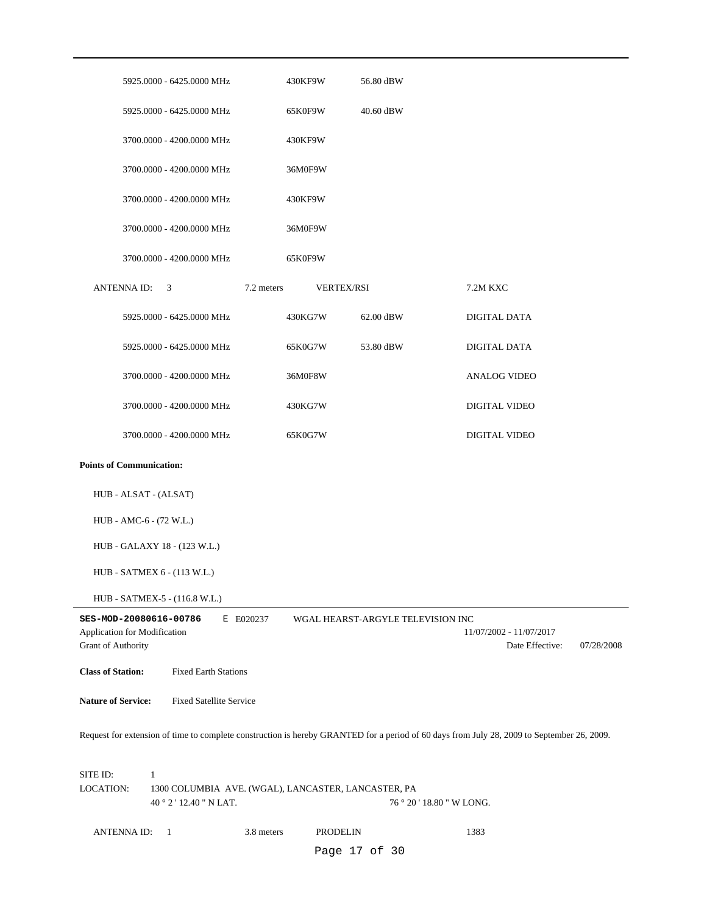| | | | |
|---|---|---|---|
| 5925.0000 - 6425.0000 MHz | 430KF9W | 56.80 dBW | |
| 5925.0000 - 6425.0000 MHz | 65K0F9W | 40.60 dBW | |
| 3700.0000 - 4200.0000 MHz | 430KF9W | | |
| 3700.0000 - 4200.0000 MHz | 36M0F9W | | |
| 3700.0000 - 4200.0000 MHz | 430KF9W | | |
| 3700.0000 - 4200.0000 MHz | 36M0F9W | | |
| 3700.0000 - 4200.0000 MHz | 65K0F9W | | |

ANTENNA ID: 3 | 7.2 meters | VERTEX/RSI | 7.2M KXC

| | | | |
|---|---|---|---|
| 5925.0000 - 6425.0000 MHz | 430KG7W | 62.00 dBW | DIGITAL DATA |
| 5925.0000 - 6425.0000 MHz | 65K0G7W | 53.80 dBW | DIGITAL DATA |
| 3700.0000 - 4200.0000 MHz | 36M0F8W | | ANALOG VIDEO |
| 3700.0000 - 4200.0000 MHz | 430KG7W | | DIGITAL VIDEO |
| 3700.0000 - 4200.0000 MHz | 65K0G7W | | DIGITAL VIDEO |

**Points of Communication:**

HUB - ALSAT - (ALSAT)

HUB - AMC-6 - (72 W.L.)

HUB - GALAXY 18 - (123 W.L.)

HUB - SATMEX 6 - (113 W.L.)

HUB - SATMEX-5 - (116.8 W.L.)

---

**SES-MOD-20080616-00786** E E020237 WGAL HEARST-ARGYLE TELEVISION INC

Application for Modification 11/07/2002 - 11/07/2017

Grant of Authority Date Effective: 07/28/2008

**Class of Station:** Fixed Earth Stations

**Nature of Service:** Fixed Satellite Service

Request for extension of time to complete construction is hereby GRANTED for a period of 60 days from July 28, 2009 to September 26, 2009.

SITE ID: 1

LOCATION: 1300 COLUMBIA AVE. (WGAL), LANCASTER, LANCASTER, PA

40 ° 2 ' 12.40 " N LAT. 76 ° 20 ' 18.80 " W LONG.

ANTENNA ID: 1 | 3.8 meters | PRODELIN | 1383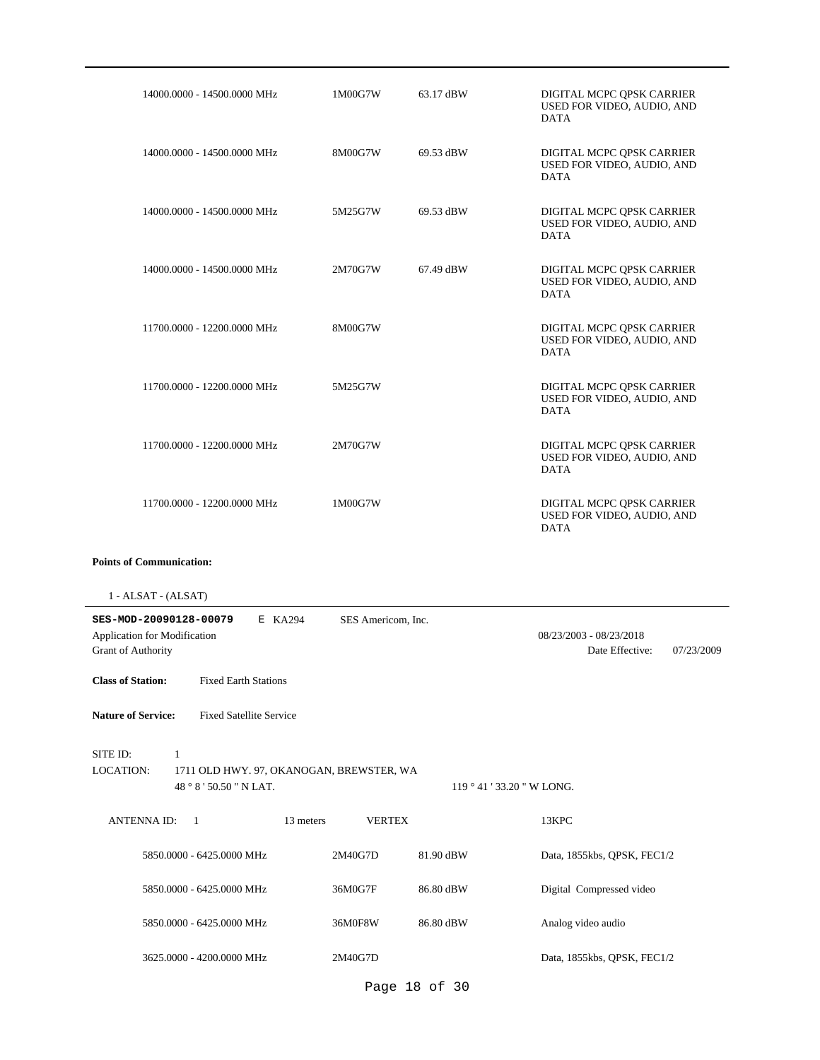| | | | |
|---|---|---|---|
| 14000.0000 - 14500.0000 MHz | 1M00G7W | 63.17 dBW | DIGITAL MCPC QPSK CARRIER USED FOR VIDEO, AUDIO, AND DATA |
| 14000.0000 - 14500.0000 MHz | 8M00G7W | 69.53 dBW | DIGITAL MCPC QPSK CARRIER USED FOR VIDEO, AUDIO, AND DATA |
| 14000.0000 - 14500.0000 MHz | 5M25G7W | 69.53 dBW | DIGITAL MCPC QPSK CARRIER USED FOR VIDEO, AUDIO, AND DATA |
| 14000.0000 - 14500.0000 MHz | 2M70G7W | 67.49 dBW | DIGITAL MCPC QPSK CARRIER USED FOR VIDEO, AUDIO, AND DATA |
| 11700.0000 - 12200.0000 MHz | 8M00G7W | | DIGITAL MCPC QPSK CARRIER USED FOR VIDEO, AUDIO, AND DATA |
| 11700.0000 - 12200.0000 MHz | 5M25G7W | | DIGITAL MCPC QPSK CARRIER USED FOR VIDEO, AUDIO, AND DATA |
| 11700.0000 - 12200.0000 MHz | 2M70G7W | | DIGITAL MCPC QPSK CARRIER USED FOR VIDEO, AUDIO, AND DATA |
| 11700.0000 - 12200.0000 MHz | 1M00G7W | | DIGITAL MCPC QPSK CARRIER USED FOR VIDEO, AUDIO, AND DATA |

**Points of Communication:**

1 - ALSAT - (ALSAT)

---

**SES-MOD-20090128-00079** E KA294 SES Americom, Inc.

Application for Modification 08/23/2003 - 08/23/2018

Grant of Authority Date Effective: 07/23/2009

**Class of Station:** Fixed Earth Stations

**Nature of Service:** Fixed Satellite Service

SITE ID: 1

LOCATION: 1711 OLD HWY. 97, OKANOGAN, BREWSTER, WA

48 ° 8 ' 50.50 " N LAT. 119 ° 41 ' 33.20 " W LONG.

ANTENNA ID: 1 13 meters VERTEX 13KPC

| | | | |
|---|---|---|---|
| 5850.0000 - 6425.0000 MHz | 2M40G7D | 81.90 dBW | Data, 1855kbs, QPSK, FEC1/2 |
| 5850.0000 - 6425.0000 MHz | 36M0G7F | 86.80 dBW | Digital Compressed video |
| 5850.0000 - 6425.0000 MHz | 36M0F8W | 86.80 dBW | Analog video audio |
| 3625.0000 - 4200.0000 MHz | 2M40G7D | | Data, 1855kbs, QPSK, FEC1/2 |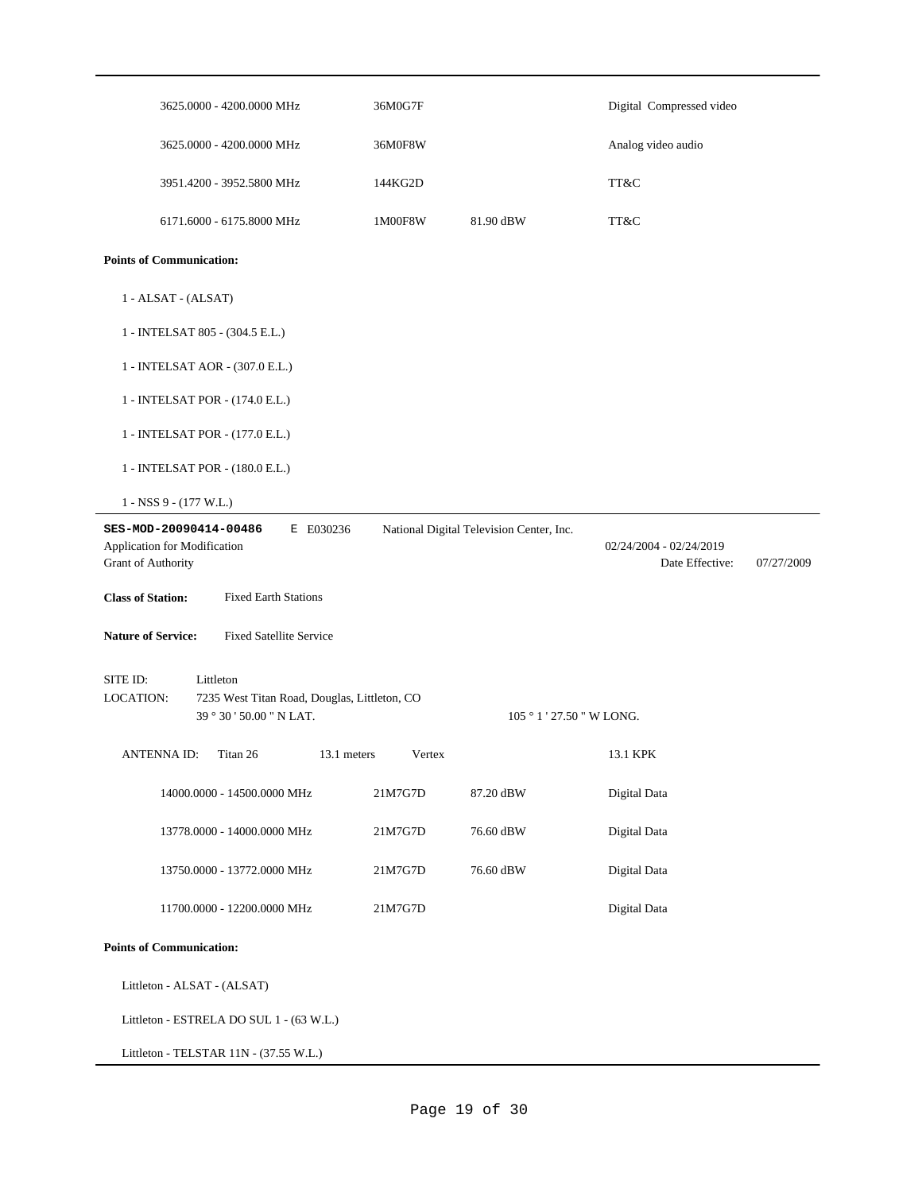| | | | |
|---|---|---|---|
| 3625.0000 - 4200.0000 MHz | 36M0G7F | | Digital Compressed video |
| 3625.0000 - 4200.0000 MHz | 36M0F8W | | Analog video audio |
| 3951.4200 - 3952.5800 MHz | 144KG2D | | TT&C |
| 6171.6000 - 6175.8000 MHz | 1M00F8W | 81.90 dBW | TT&C |

**Points of Communication:**

1 - ALSAT - (ALSAT)

1 - INTELSAT 805 - (304.5 E.L.)

1 - INTELSAT AOR - (307.0 E.L.)

1 - INTELSAT POR - (174.0 E.L.)

1 - INTELSAT POR - (177.0 E.L.)

1 - INTELSAT POR - (180.0 E.L.)

1 - NSS 9 - (177 W.L.)

---

**SES-MOD-20090414-00486** E E030236 National Digital Television Center, Inc.

Application for Modification 02/24/2004 - 02/24/2019

Grant of Authority Date Effective: 07/27/2009

**Class of Station:** Fixed Earth Stations

**Nature of Service:** Fixed Satellite Service

SITE ID: Littleton

LOCATION: 7235 West Titan Road, Douglas, Littleton, CO

39 ° 30 ' 50.00 " N LAT. 105 ° 1 ' 27.50 " W LONG.

ANTENNA ID: Titan 26 13.1 meters Vertex 13.1 KPK

| | | | |
|---|---|---|---|
| 14000.0000 - 14500.0000 MHz | 21M7G7D | 87.20 dBW | Digital Data |
| 13778.0000 - 14000.0000 MHz | 21M7G7D | 76.60 dBW | Digital Data |
| 13750.0000 - 13772.0000 MHz | 21M7G7D | 76.60 dBW | Digital Data |
| 11700.0000 - 12200.0000 MHz | 21M7G7D | | Digital Data |

**Points of Communication:**

Littleton - ALSAT - (ALSAT)

Littleton - ESTRELA DO SUL 1 - (63 W.L.)

Littleton - TELSTAR 11N - (37.55 W.L.)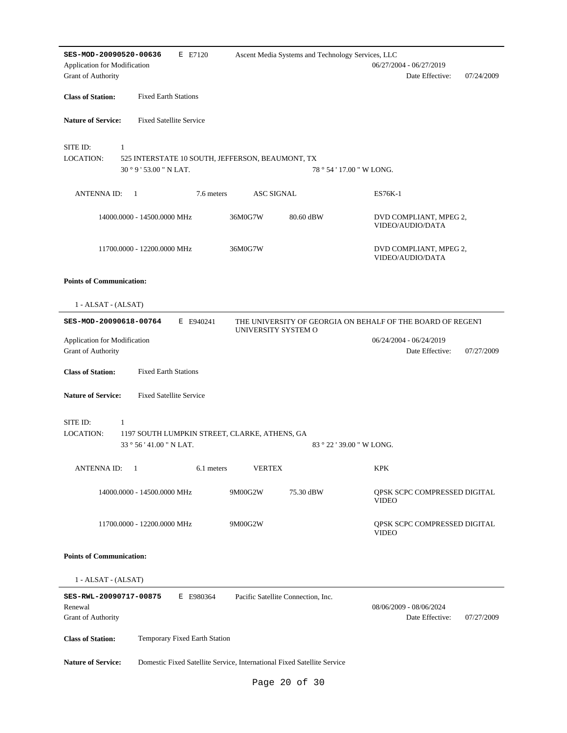**SES-MOD-20090520-00636** E E7120 Ascent Media Systems and Technology Services, LLC

Application for Modification 06/27/2004 - 06/27/2019

Grant of Authority Date Effective: 07/24/2009

**Class of Station:** Fixed Earth Stations

**Nature of Service:** Fixed Satellite Service

SITE ID: 1

LOCATION: 525 INTERSTATE 10 SOUTH, JEFFERSON, BEAUMONT, TX

30 ° 9 ' 53.00 " N LAT. 78 ° 54 ' 17.00 " W LONG.

ANTENNA ID: 1 7.6 meters ASC SIGNAL ES76K-1

| | | | |
|---|---|---|---|
| 14000.0000 - 14500.0000 MHz | 36M0G7W | 80.60 dBW | DVD COMPLIANT, MPEG 2, VIDEO/AUDIO/DATA |
| 11700.0000 - 12200.0000 MHz | 36M0G7W | | DVD COMPLIANT, MPEG 2, VIDEO/AUDIO/DATA |

**Points of Communication:**

1 - ALSAT - (ALSAT)

---

**SES-MOD-20090618-00764** E E940241 THE UNIVERSITY OF GEORGIA ON BEHALF OF THE BOARD OF REGENT UNIVERSITY SYSTEM O

Application for Modification 06/24/2004 - 06/24/2019

Grant of Authority Date Effective: 07/27/2009

**Class of Station:** Fixed Earth Stations

**Nature of Service:** Fixed Satellite Service

SITE ID: 1

LOCATION: 1197 SOUTH LUMPKIN STREET, CLARKE, ATHENS, GA

33 ° 56 ' 41.00 " N LAT. 83 ° 22 ' 39.00 " W LONG.

ANTENNA ID: 1 6.1 meters VERTEX KPK

| | | | |
|---|---|---|---|
| 14000.0000 - 14500.0000 MHz | 9M00G2W | 75.30 dBW | QPSK SCPC COMPRESSED DIGITAL VIDEO |
| 11700.0000 - 12200.0000 MHz | 9M00G2W | | QPSK SCPC COMPRESSED DIGITAL VIDEO |

**Points of Communication:**

1 - ALSAT - (ALSAT)

---

**SES-RWL-20090717-00875** E E980364 Pacific Satellite Connection, Inc.

Renewal 08/06/2009 - 08/06/2024

Grant of Authority Date Effective: 07/27/2009

**Class of Station:** Temporary Fixed Earth Station

**Nature of Service:** Domestic Fixed Satellite Service, International Fixed Satellite Service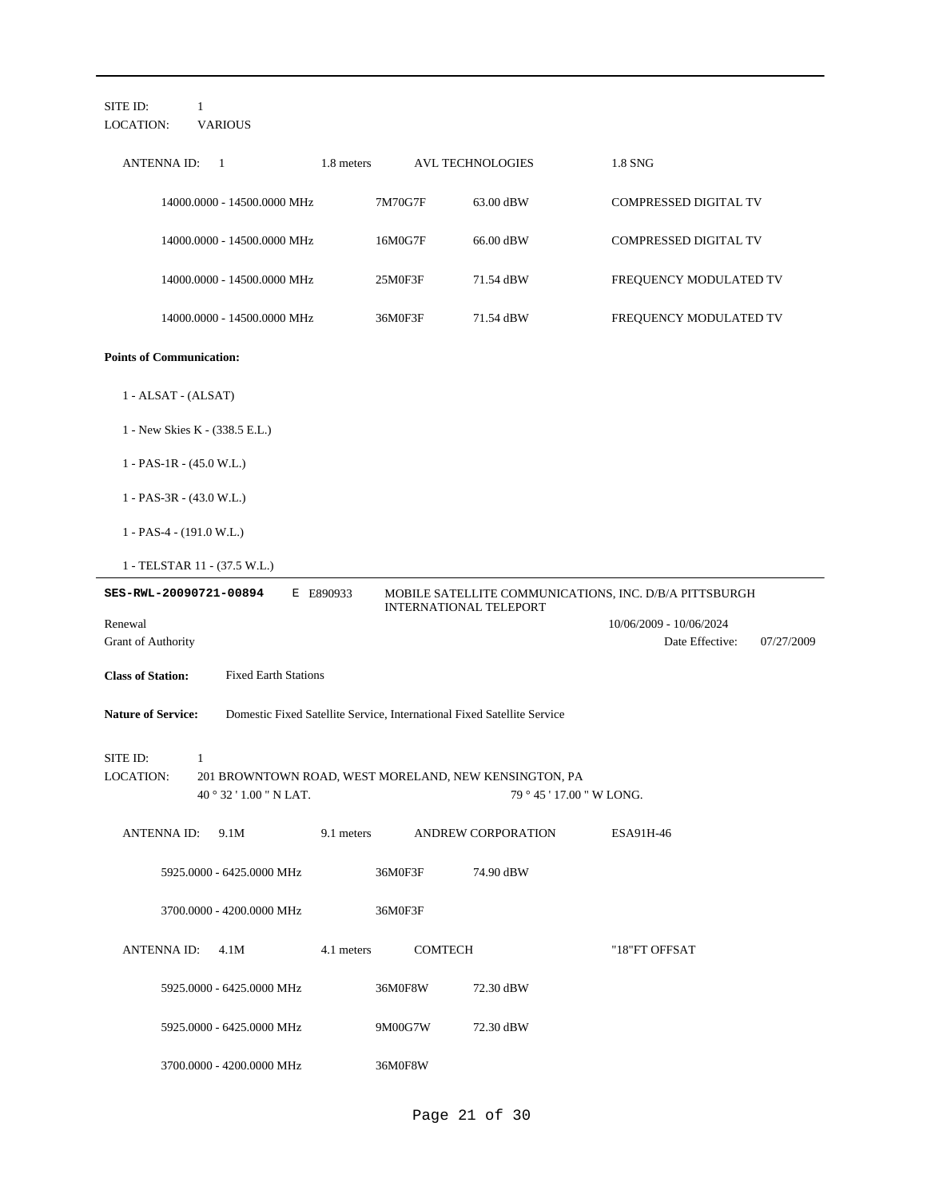SITE ID: 1
LOCATION: VARIOUS

| ANTENNA ID: 1 | 1.8 meters | AVL TECHNOLOGIES | 1.8 SNG |
|---|---|---|---|
| 14000.0000 - 14500.0000 MHz | 7M70G7F | 63.00 dBW | COMPRESSED DIGITAL TV |
| 14000.0000 - 14500.0000 MHz | 16M0G7F | 66.00 dBW | COMPRESSED DIGITAL TV |
| 14000.0000 - 14500.0000 MHz | 25M0F3F | 71.54 dBW | FREQUENCY MODULATED TV |
| 14000.0000 - 14500.0000 MHz | 36M0F3F | 71.54 dBW | FREQUENCY MODULATED TV |

**Points of Communication:**

1 - ALSAT - (ALSAT)

1 - New Skies K - (338.5 E.L.)

1 - PAS-1R - (45.0 W.L.)

1 - PAS-3R - (43.0 W.L.)

1 - PAS-4 - (191.0 W.L.)

1 - TELSTAR 11 - (37.5 W.L.)

---

**SES-RWL-20090721-00894** E E890933 MOBILE SATELLITE COMMUNICATIONS, INC. D/B/A PITTSBURGH INTERNATIONAL TELEPORT

Renewal 10/06/2009 - 10/06/2024

Grant of Authority Date Effective: 07/27/2009

**Class of Station:** Fixed Earth Stations

**Nature of Service:** Domestic Fixed Satellite Service, International Fixed Satellite Service

SITE ID: 1
LOCATION: 201 BROWNTOWN ROAD, WEST MORELAND, NEW KENSINGTON, PA
40 ° 32 ' 1.00 " N LAT. 79 ° 45 ' 17.00 " W LONG.

| ANTENNA ID: 9.1M | 9.1 meters | ANDREW CORPORATION | ESA91H-46 |
|---|---|---|---|
| 5925.0000 - 6425.0000 MHz | 36M0F3F | 74.90 dBW | |
| 3700.0000 - 4200.0000 MHz | 36M0F3F | | |

| ANTENNA ID: 4.1M | 4.1 meters | COMTECH | "18"FT OFFSAT |
|---|---|---|---|
| 5925.0000 - 6425.0000 MHz | 36M0F8W | 72.30 dBW | |
| 5925.0000 - 6425.0000 MHz | 9M00G7W | 72.30 dBW | |
| 3700.0000 - 4200.0000 MHz | 36M0F8W | | |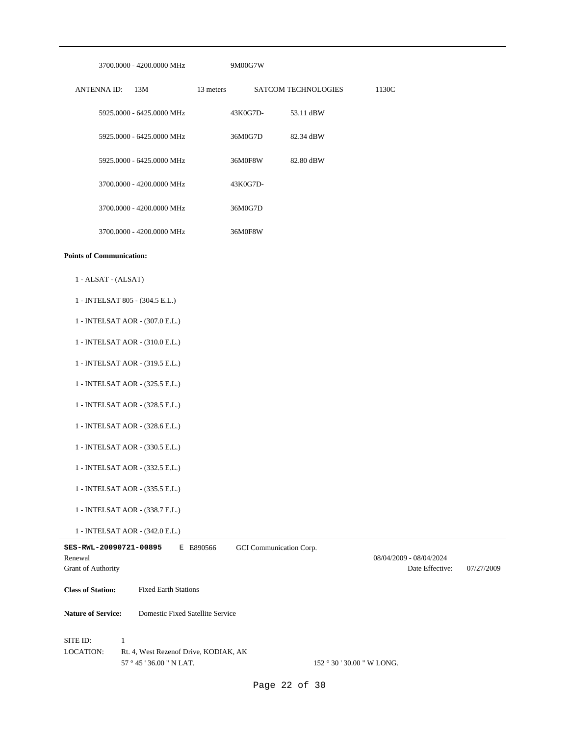| | | | |
|---|---|---|---|
| 3700.0000 - 4200.0000 MHz | 9M00G7W | | |

| ANTENNA ID: 13M | 13 meters | SATCOM TECHNOLOGIES | 1130C |
|---|---|---|---|

| | | |
|---|---|---|
| 5925.0000 - 6425.0000 MHz | 43K0G7D- | 53.11 dBW |
| 5925.0000 - 6425.0000 MHz | 36M0G7D | 82.34 dBW |
| 5925.0000 - 6425.0000 MHz | 36M0F8W | 82.80 dBW |
| 3700.0000 - 4200.0000 MHz | 43K0G7D- | |
| 3700.0000 - 4200.0000 MHz | 36M0G7D | |
| 3700.0000 - 4200.0000 MHz | 36M0F8W | |

**Points of Communication:**

1 - ALSAT - (ALSAT)

1 - INTELSAT 805 - (304.5 E.L.)

1 - INTELSAT AOR - (307.0 E.L.)

1 - INTELSAT AOR - (310.0 E.L.)

1 - INTELSAT AOR - (319.5 E.L.)

1 - INTELSAT AOR - (325.5 E.L.)

1 - INTELSAT AOR - (328.5 E.L.)

1 - INTELSAT AOR - (328.6 E.L.)

1 - INTELSAT AOR - (330.5 E.L.)

1 - INTELSAT AOR - (332.5 E.L.)

1 - INTELSAT AOR - (335.5 E.L.)

1 - INTELSAT AOR - (338.7 E.L.)

1 - INTELSAT AOR - (342.0 E.L.)

---

**SES-RWL-20090721-00895** E E890566 GCI Communication Corp.

Renewal 08/04/2009 - 08/04/2024

Grant of Authority Date Effective: 07/27/2009

**Class of Station:** Fixed Earth Stations

**Nature of Service:** Domestic Fixed Satellite Service

SITE ID: 1

LOCATION: Rt. 4, West Rezenof Drive, KODIAK, AK

57 ° 45 ' 36.00 " N LAT. 152 ° 30 ' 30.00 " W LONG.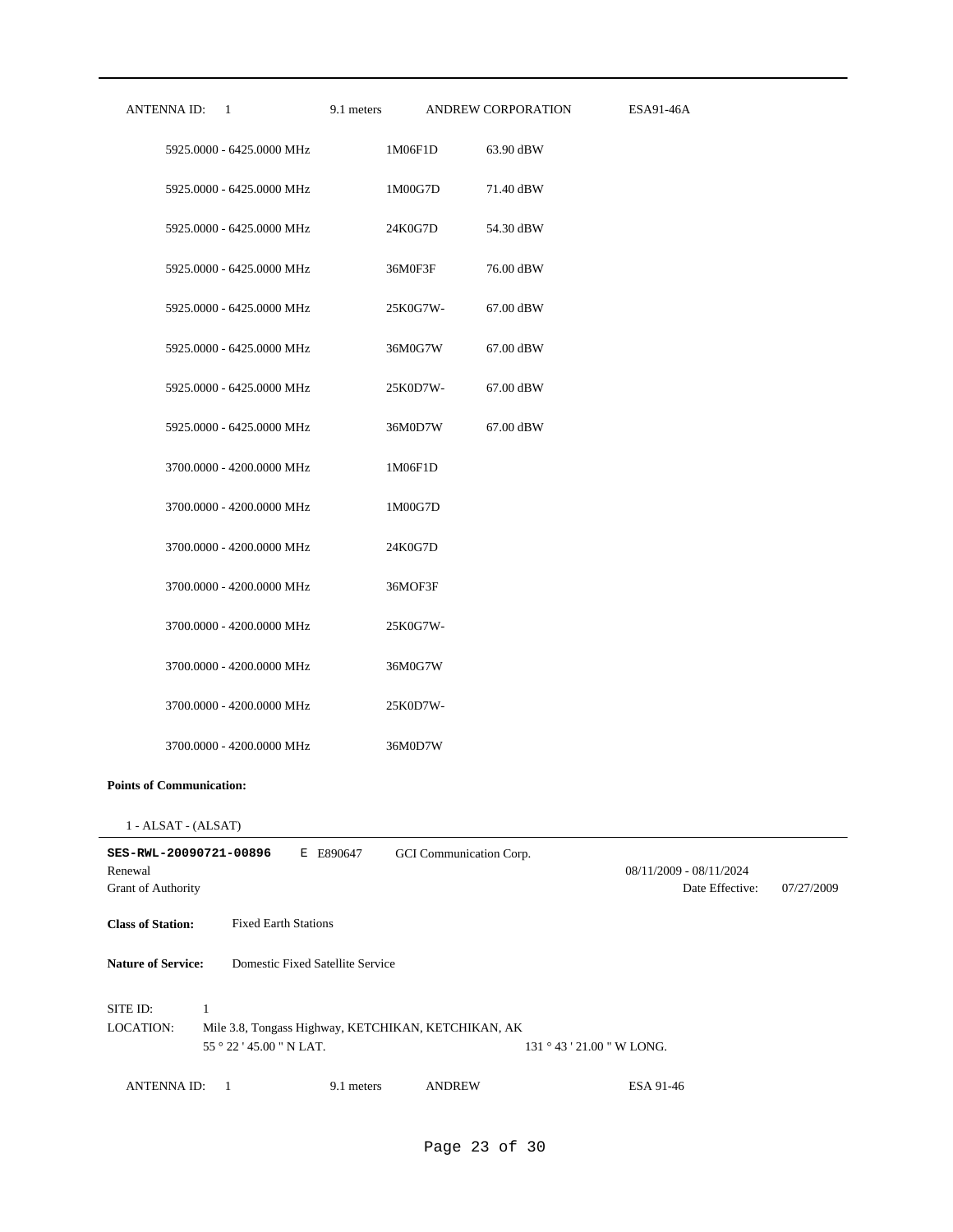| ANTENNA ID: 1 | 9.1 meters | ANDREW CORPORATION | ESA91-46A |
|---|---|---|---|

| Frequency | Emission | EIRP |
|---|---|---|
| 5925.0000 - 6425.0000 MHz | 1M06F1D | 63.90 dBW |
| 5925.0000 - 6425.0000 MHz | 1M00G7D | 71.40 dBW |
| 5925.0000 - 6425.0000 MHz | 24K0G7D | 54.30 dBW |
| 5925.0000 - 6425.0000 MHz | 36M0F3F | 76.00 dBW |
| 5925.0000 - 6425.0000 MHz | 25K0G7W- | 67.00 dBW |
| 5925.0000 - 6425.0000 MHz | 36M0G7W | 67.00 dBW |
| 5925.0000 - 6425.0000 MHz | 25K0D7W- | 67.00 dBW |
| 5925.0000 - 6425.0000 MHz | 36M0D7W | 67.00 dBW |
| 3700.0000 - 4200.0000 MHz | 1M06F1D | |
| 3700.0000 - 4200.0000 MHz | 1M00G7D | |
| 3700.0000 - 4200.0000 MHz | 24K0G7D | |
| 3700.0000 - 4200.0000 MHz | 36MOF3F | |
| 3700.0000 - 4200.0000 MHz | 25K0G7W- | |
| 3700.0000 - 4200.0000 MHz | 36M0G7W | |
| 3700.0000 - 4200.0000 MHz | 25K0D7W- | |
| 3700.0000 - 4200.0000 MHz | 36M0D7W | |

**Points of Communication:**

1 - ALSAT - (ALSAT)

---

**SES-RWL-20090721-00896** E E890647 GCI Communication Corp.

Renewal 08/11/2009 - 08/11/2024

Grant of Authority Date Effective: 07/27/2009

**Class of Station:** Fixed Earth Stations

**Nature of Service:** Domestic Fixed Satellite Service

SITE ID: 1

LOCATION: Mile 3.8, Tongass Highway, KETCHIKAN, KETCHIKAN, AK

55 ° 22 ' 45.00 " N LAT. 131 ° 43 ' 21.00 " W LONG.

| ANTENNA ID: 1 | 9.1 meters | ANDREW | ESA 91-46 |
|---|---|---|---|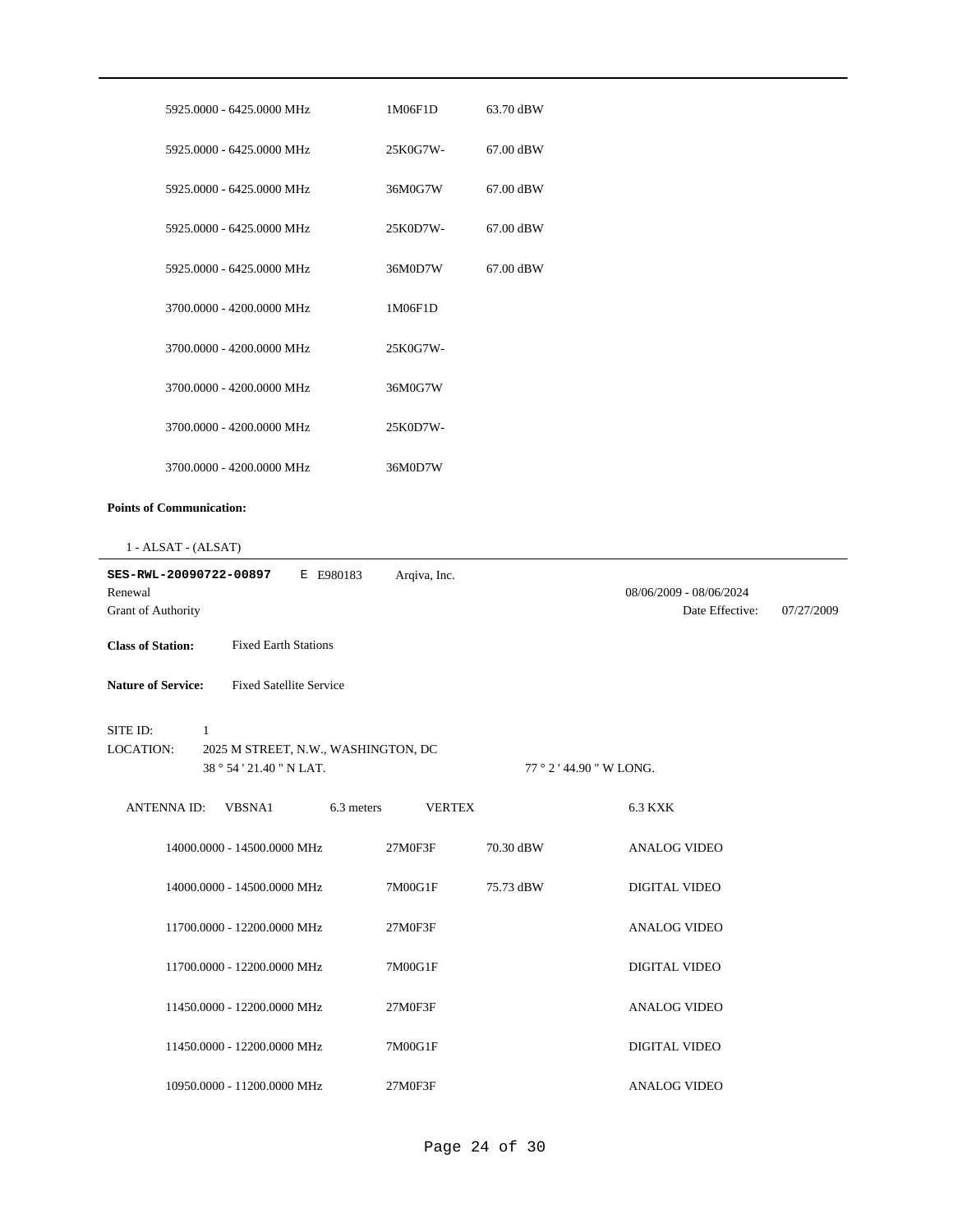| | | |
|---|---|---|
| 5925.0000 - 6425.0000 MHz | 1M06F1D | 63.70 dBW |
| 5925.0000 - 6425.0000 MHz | 25K0G7W- | 67.00 dBW |
| 5925.0000 - 6425.0000 MHz | 36M0G7W | 67.00 dBW |
| 5925.0000 - 6425.0000 MHz | 25K0D7W- | 67.00 dBW |
| 5925.0000 - 6425.0000 MHz | 36M0D7W | 67.00 dBW |
| 3700.0000 - 4200.0000 MHz | 1M06F1D | |
| 3700.0000 - 4200.0000 MHz | 25K0G7W- | |
| 3700.0000 - 4200.0000 MHz | 36M0G7W | |
| 3700.0000 - 4200.0000 MHz | 25K0D7W- | |
| 3700.0000 - 4200.0000 MHz | 36M0D7W | |

**Points of Communication:**

1 - ALSAT - (ALSAT)

---

**SES-RWL-20090722-00897** E E980183 Arqiva, Inc.

Renewal 08/06/2009 - 08/06/2024

Grant of Authority Date Effective: 07/27/2009

**Class of Station:** Fixed Earth Stations

**Nature of Service:** Fixed Satellite Service

SITE ID: 1

LOCATION: 2025 M STREET, N.W., WASHINGTON, DC

38 ° 54 ' 21.40 " N LAT. 77 ° 2 ' 44.90 " W LONG.

ANTENNA ID: VBSNA1 6.3 meters VERTEX 6.3 KXK

| | | | |
|---|---|---|---|
| 14000.0000 - 14500.0000 MHz | 27M0F3F | 70.30 dBW | ANALOG VIDEO |
| 14000.0000 - 14500.0000 MHz | 7M00G1F | 75.73 dBW | DIGITAL VIDEO |
| 11700.0000 - 12200.0000 MHz | 27M0F3F | | ANALOG VIDEO |
| 11700.0000 - 12200.0000 MHz | 7M00G1F | | DIGITAL VIDEO |
| 11450.0000 - 12200.0000 MHz | 27M0F3F | | ANALOG VIDEO |
| 11450.0000 - 12200.0000 MHz | 7M00G1F | | DIGITAL VIDEO |
| 10950.0000 - 11200.0000 MHz | 27M0F3F | | ANALOG VIDEO |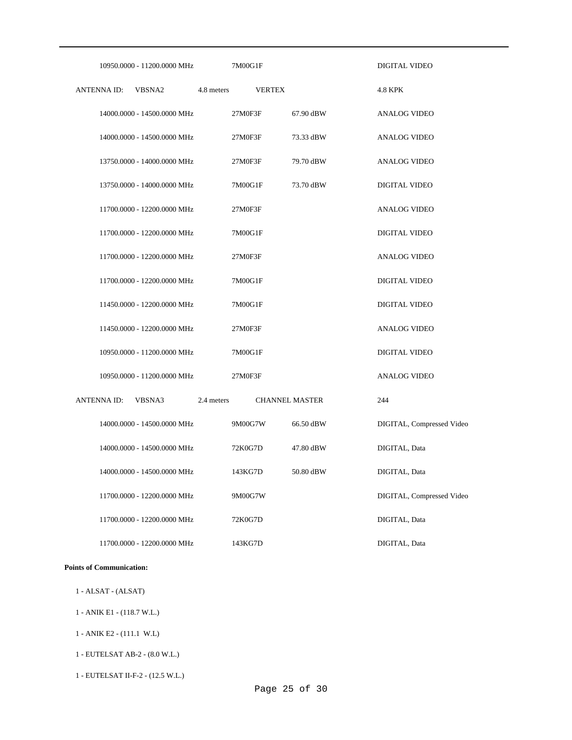| | | | | |
|---|---|---|---|---|
| | 10950.0000 - 11200.0000 MHz | 7M00G1F | | DIGITAL VIDEO |
| ANTENNA ID: VBSNA2 | 4.8 meters | VERTEX | | 4.8 KPK |
| | 14000.0000 - 14500.0000 MHz | 27M0F3F | 67.90 dBW | ANALOG VIDEO |
| | 14000.0000 - 14500.0000 MHz | 27M0F3F | 73.33 dBW | ANALOG VIDEO |
| | 13750.0000 - 14000.0000 MHz | 27M0F3F | 79.70 dBW | ANALOG VIDEO |
| | 13750.0000 - 14000.0000 MHz | 7M00G1F | 73.70 dBW | DIGITAL VIDEO |
| | 11700.0000 - 12200.0000 MHz | 27M0F3F | | ANALOG VIDEO |
| | 11700.0000 - 12200.0000 MHz | 7M00G1F | | DIGITAL VIDEO |
| | 11700.0000 - 12200.0000 MHz | 27M0F3F | | ANALOG VIDEO |
| | 11700.0000 - 12200.0000 MHz | 7M00G1F | | DIGITAL VIDEO |
| | 11450.0000 - 12200.0000 MHz | 7M00G1F | | DIGITAL VIDEO |
| | 11450.0000 - 12200.0000 MHz | 27M0F3F | | ANALOG VIDEO |
| | 10950.0000 - 11200.0000 MHz | 7M00G1F | | DIGITAL VIDEO |
| | 10950.0000 - 11200.0000 MHz | 27M0F3F | | ANALOG VIDEO |
| ANTENNA ID: VBSNA3 | 2.4 meters | CHANNEL MASTER | | 244 |
| | 14000.0000 - 14500.0000 MHz | 9M00G7W | 66.50 dBW | DIGITAL, Compressed Video |
| | 14000.0000 - 14500.0000 MHz | 72K0G7D | 47.80 dBW | DIGITAL, Data |
| | 14000.0000 - 14500.0000 MHz | 143KG7D | 50.80 dBW | DIGITAL, Data |
| | 11700.0000 - 12200.0000 MHz | 9M00G7W | | DIGITAL, Compressed Video |
| | 11700.0000 - 12200.0000 MHz | 72K0G7D | | DIGITAL, Data |
| | 11700.0000 - 12200.0000 MHz | 143KG7D | | DIGITAL, Data |

**Points of Communication:**

1 - ALSAT - (ALSAT)

1 - ANIK E1 - (118.7 W.L.)

1 - ANIK E2 - (111.1 W.L)

1 - EUTELSAT AB-2 - (8.0 W.L.)

1 - EUTELSAT II-F-2 - (12.5 W.L.)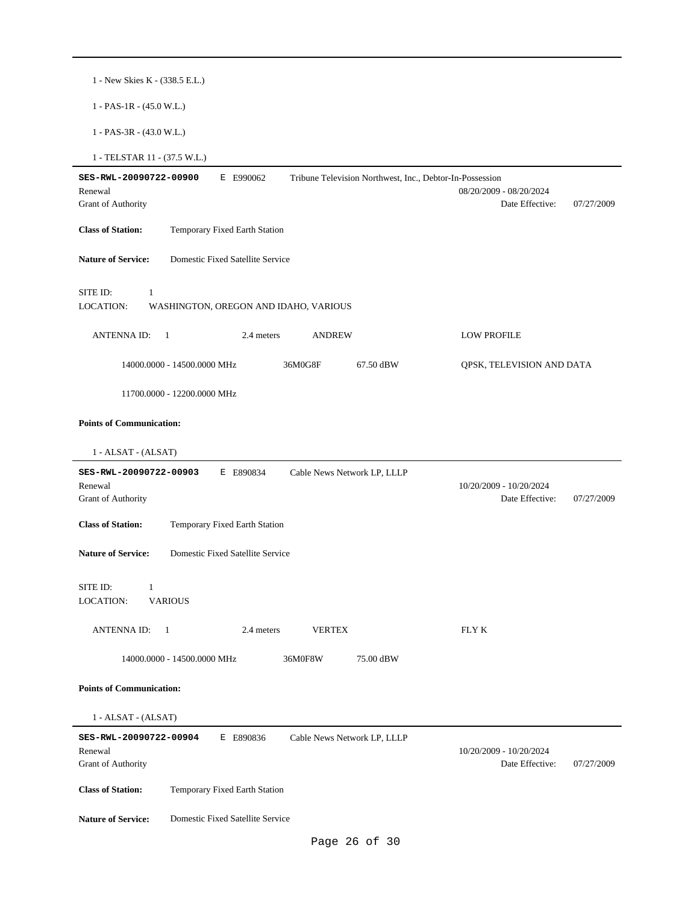1 - New Skies K - (338.5 E.L.)

1 - PAS-1R - (45.0 W.L.)

1 - PAS-3R - (43.0 W.L.)

1 - TELSTAR 11 - (37.5 W.L.)

---

**SES-RWL-20090722-00900** E E990062 Tribune Television Northwest, Inc., Debtor-In-Possession

Renewal 08/20/2009 - 08/20/2024

Grant of Authority Date Effective: 07/27/2009

**Class of Station:** Temporary Fixed Earth Station

**Nature of Service:** Domestic Fixed Satellite Service

SITE ID: 1

LOCATION: WASHINGTON, OREGON AND IDAHO, VARIOUS

ANTENNA ID: 1 2.4 meters ANDREW LOW PROFILE

14000.0000 - 14500.0000 MHz 36M0G8F 67.50 dBW QPSK, TELEVISION AND DATA

11700.0000 - 12200.0000 MHz

**Points of Communication:**

1 - ALSAT - (ALSAT)

---

**SES-RWL-20090722-00903** E E890834 Cable News Network LP, LLLP

Renewal 10/20/2009 - 10/20/2024

Grant of Authority Date Effective: 07/27/2009

**Class of Station:** Temporary Fixed Earth Station

**Nature of Service:** Domestic Fixed Satellite Service

SITE ID: 1

LOCATION: VARIOUS

ANTENNA ID: 1 2.4 meters VERTEX FLY K

14000.0000 - 14500.0000 MHz 36M0F8W 75.00 dBW

**Points of Communication:**

1 - ALSAT - (ALSAT)

---

**SES-RWL-20090722-00904** E E890836 Cable News Network LP, LLLP

Renewal 10/20/2009 - 10/20/2024

Grant of Authority Date Effective: 07/27/2009

**Class of Station:** Temporary Fixed Earth Station

**Nature of Service:** Domestic Fixed Satellite Service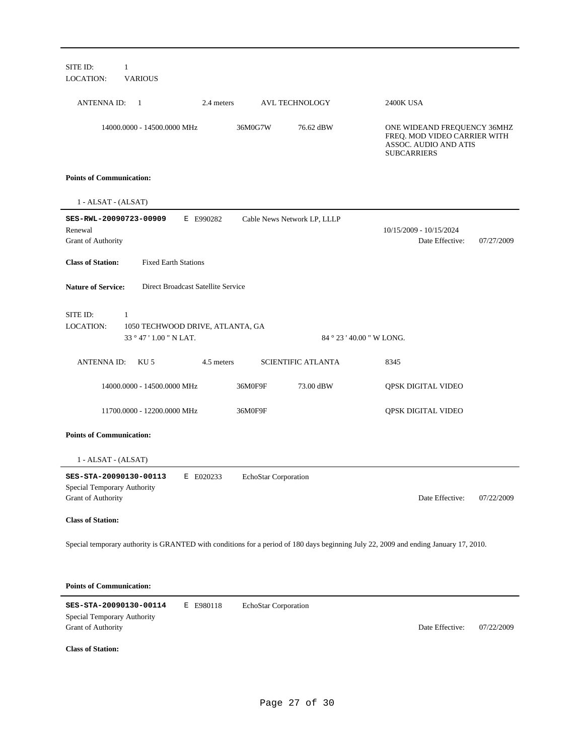SITE ID: 1
LOCATION: VARIOUS

| ANTENNA ID: 1 | 2.4 meters | AVL TECHNOLOGY | 2400K USA |
|---|---|---|---|
| 14000.0000 - 14500.0000 MHz | 36M0G7W | 76.62 dBW | ONE WIDEAND FREQUENCY 36MHZ FREQ. MOD VIDEO CARRIER WITH ASSOC. AUDIO AND ATIS SUBCARRIERS |

**Points of Communication:**

1 - ALSAT - (ALSAT)

---

**SES-RWL-20090723-00909** E E990282 Cable News Network LP, LLLP
Renewal 10/15/2009 - 10/15/2024
Grant of Authority Date Effective: 07/27/2009

**Class of Station:** Fixed Earth Stations

**Nature of Service:** Direct Broadcast Satellite Service

SITE ID: 1
LOCATION: 1050 TECHWOOD DRIVE, ATLANTA, GA
33 ° 47 ' 1.00 " N LAT. 84 ° 23 ' 40.00 " W LONG.

| ANTENNA ID: KU 5 | 4.5 meters | SCIENTIFIC ATLANTA | 8345 |
|---|---|---|---|
| 14000.0000 - 14500.0000 MHz | 36M0F9F | 73.00 dBW | QPSK DIGITAL VIDEO |
| 11700.0000 - 12200.0000 MHz | 36M0F9F | | QPSK DIGITAL VIDEO |

**Points of Communication:**

1 - ALSAT - (ALSAT)

---

**SES-STA-20090130-00113** E E020233 EchoStar Corporation
Special Temporary Authority
Grant of Authority Date Effective: 07/22/2009

**Class of Station:**

Special temporary authority is GRANTED with conditions for a period of 180 days beginning July 22, 2009 and ending January 17, 2010.

**Points of Communication:**

---

**SES-STA-20090130-00114** E E980118 EchoStar Corporation
Special Temporary Authority
Grant of Authority Date Effective: 07/22/2009

**Class of Station:**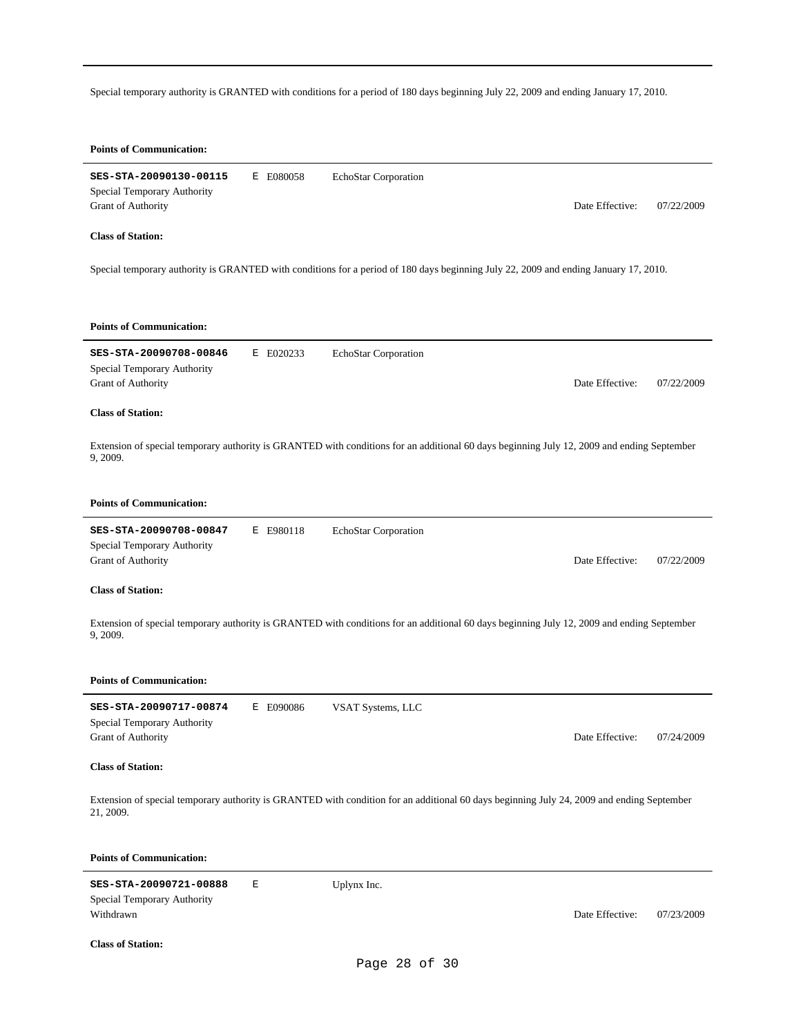Special temporary authority is GRANTED with conditions for a period of 180 days beginning July 22, 2009 and ending January 17, 2010.

**Points of Communication:**

---

**SES-STA-20090130-00115** E E080058 EchoStar Corporation

Special Temporary Authority

Grant of Authority Date Effective: 07/22/2009

**Class of Station:**

Special temporary authority is GRANTED with conditions for a period of 180 days beginning July 22, 2009 and ending January 17, 2010.

**Points of Communication:**

---

**SES-STA-20090708-00846** E E020233 EchoStar Corporation

Special Temporary Authority

Grant of Authority Date Effective: 07/22/2009

**Class of Station:**

Extension of special temporary authority is GRANTED with conditions for an additional 60 days beginning July 12, 2009 and ending September 9, 2009.

**Points of Communication:**

---

**SES-STA-20090708-00847** E E980118 EchoStar Corporation

Special Temporary Authority

Grant of Authority Date Effective: 07/22/2009

**Class of Station:**

Extension of special temporary authority is GRANTED with conditions for an additional 60 days beginning July 12, 2009 and ending September 9, 2009.

**Points of Communication:**

---

**SES-STA-20090717-00874** E E090086 VSAT Systems, LLC

Special Temporary Authority

Grant of Authority Date Effective: 07/24/2009

**Class of Station:**

Extension of special temporary authority is GRANTED with condition for an additional 60 days beginning July 24, 2009 and ending September 21, 2009.

**Points of Communication:**

---

**SES-STA-20090721-00888** E Uplynx Inc.

Special Temporary Authority

Withdrawn Date Effective: 07/23/2009

**Class of Station:**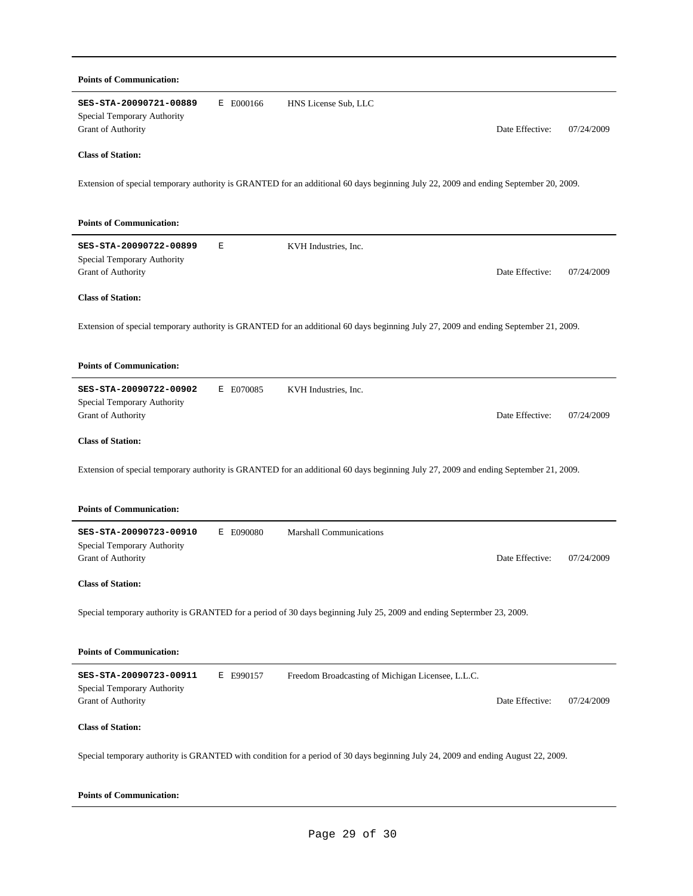**Points of Communication:**

---

**SES-STA-20090721-00889** E E000166 HNS License Sub, LLC

Special Temporary Authority

Grant of Authority Date Effective: 07/24/2009

**Class of Station:**

Extension of special temporary authority is GRANTED for an additional 60 days beginning July 22, 2009 and ending September 20, 2009.

**Points of Communication:**

---

**SES-STA-20090722-00899** E KVH Industries, Inc.

Special Temporary Authority

Grant of Authority Date Effective: 07/24/2009

**Class of Station:**

Extension of special temporary authority is GRANTED for an additional 60 days beginning July 27, 2009 and ending September 21, 2009.

**Points of Communication:**

---

**SES-STA-20090722-00902** E E070085 KVH Industries, Inc.

Special Temporary Authority

Grant of Authority Date Effective: 07/24/2009

**Class of Station:**

Extension of special temporary authority is GRANTED for an additional 60 days beginning July 27, 2009 and ending September 21, 2009.

**Points of Communication:**

---

**SES-STA-20090723-00910** E E090080 Marshall Communications

Special Temporary Authority

Grant of Authority Date Effective: 07/24/2009

**Class of Station:**

Special temporary authority is GRANTED for a period of 30 days beginning July 25, 2009 and ending Septermber 23, 2009.

**Points of Communication:**

---

**SES-STA-20090723-00911** E E990157 Freedom Broadcasting of Michigan Licensee, L.L.C.

Special Temporary Authority

Grant of Authority Date Effective: 07/24/2009

**Class of Station:**

Special temporary authority is GRANTED with condition for a period of 30 days beginning July 24, 2009 and ending August 22, 2009.

**Points of Communication:**

---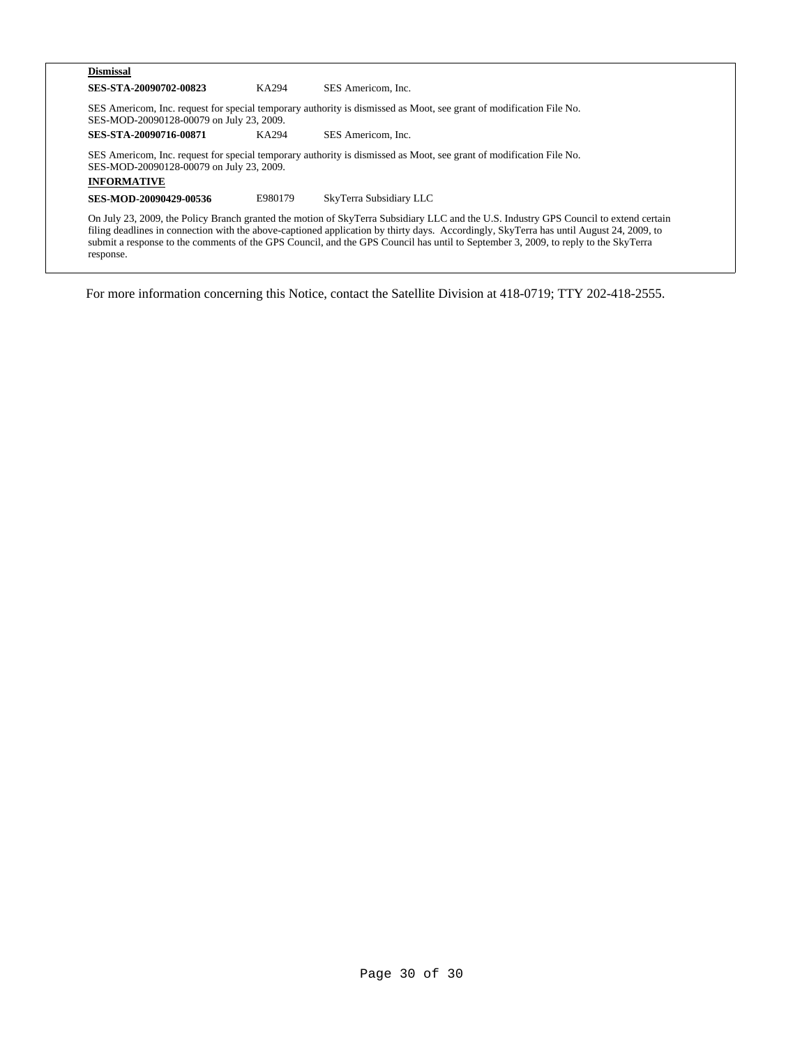**Dismissal**

**SES-STA-20090702-00823** KA294 SES Americom, Inc.

SES Americom, Inc. request for special temporary authority is dismissed as Moot, see grant of modification File No. SES-MOD-20090128-00079 on July 23, 2009.

**SES-STA-20090716-00871** KA294 SES Americom, Inc.

SES Americom, Inc. request for special temporary authority is dismissed as Moot, see grant of modification File No. SES-MOD-20090128-00079 on July 23, 2009.

**INFORMATIVE**

**SES-MOD-20090429-00536** E980179 SkyTerra Subsidiary LLC

On July 23, 2009, the Policy Branch granted the motion of SkyTerra Subsidiary LLC and the U.S. Industry GPS Council to extend certain filing deadlines in connection with the above-captioned application by thirty days. Accordingly, SkyTerra has until August 24, 2009, to submit a response to the comments of the GPS Council, and the GPS Council has until September 3, 2009, to reply to the SkyTerra response.

For more information concerning this Notice, contact the Satellite Division at 418-0719; TTY 202-418-2555.